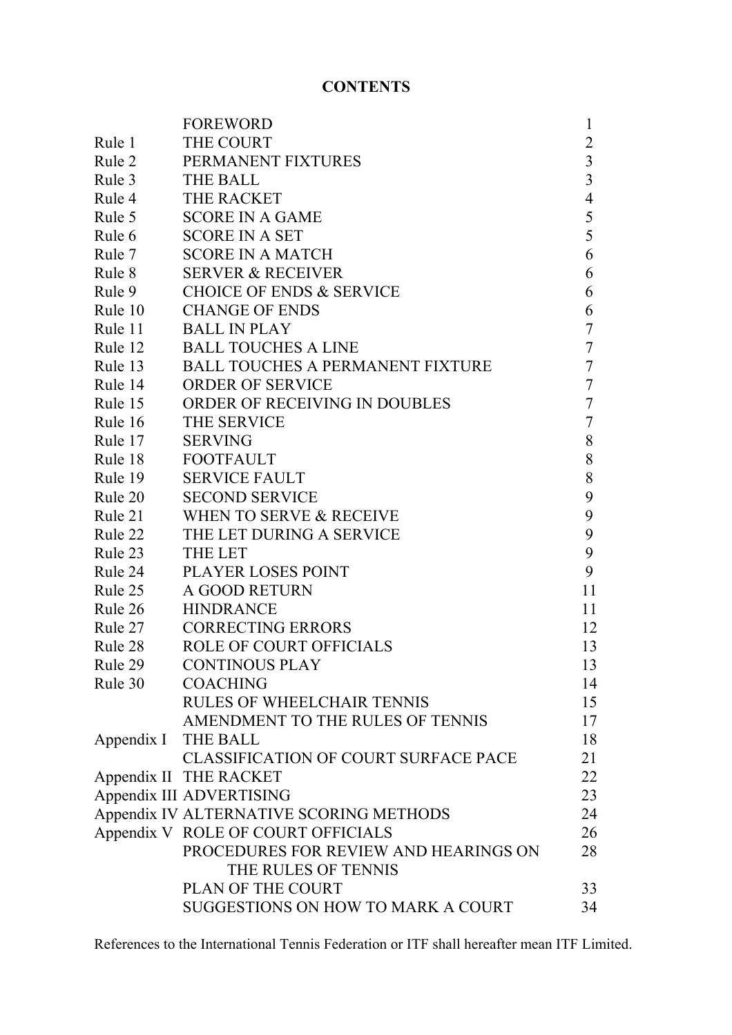# CONTENTS

| | | |
|---|---|---|
| | FOREWORD | 1 |
| Rule 1 | THE COURT | 2 |
| Rule 2 | PERMANENT FIXTURES | 3 |
| Rule 3 | THE BALL | 3 |
| Rule 4 | THE RACKET | 4 |
| Rule 5 | SCORE IN A GAME | 5 |
| Rule 6 | SCORE IN A SET | 5 |
| Rule 7 | SCORE IN A MATCH | 6 |
| Rule 8 | SERVER & RECEIVER | 6 |
| Rule 9 | CHOICE OF ENDS & SERVICE | 6 |
| Rule 10 | CHANGE OF ENDS | 6 |
| Rule 11 | BALL IN PLAY | 7 |
| Rule 12 | BALL TOUCHES A LINE | 7 |
| Rule 13 | BALL TOUCHES A PERMANENT FIXTURE | 7 |
| Rule 14 | ORDER OF SERVICE | 7 |
| Rule 15 | ORDER OF RECEIVING IN DOUBLES | 7 |
| Rule 16 | THE SERVICE | 7 |
| Rule 17 | SERVING | 8 |
| Rule 18 | FOOTFAULT | 8 |
| Rule 19 | SERVICE FAULT | 8 |
| Rule 20 | SECOND SERVICE | 9 |
| Rule 21 | WHEN TO SERVE & RECEIVE | 9 |
| Rule 22 | THE LET DURING A SERVICE | 9 |
| Rule 23 | THE LET | 9 |
| Rule 24 | PLAYER LOSES POINT | 9 |
| Rule 25 | A GOOD RETURN | 11 |
| Rule 26 | HINDRANCE | 11 |
| Rule 27 | CORRECTING ERRORS | 12 |
| Rule 28 | ROLE OF COURT OFFICIALS | 13 |
| Rule 29 | CONTINOUS PLAY | 13 |
| Rule 30 | COACHING | 14 |
| | RULES OF WHEELCHAIR TENNIS | 15 |
| | AMENDMENT TO THE RULES OF TENNIS | 17 |
| Appendix I | THE BALL | 18 |
| | CLASSIFICATION OF COURT SURFACE PACE | 21 |
| Appendix II | THE RACKET | 22 |
| Appendix III | ADVERTISING | 23 |
| Appendix IV | ALTERNATIVE SCORING METHODS | 24 |
| Appendix V | ROLE OF COURT OFFICIALS | 26 |
| | PROCEDURES FOR REVIEW AND HEARINGS ON THE RULES OF TENNIS | 28 |
| | PLAN OF THE COURT | 33 |
| | SUGGESTIONS ON HOW TO MARK A COURT | 34 |

References to the International Tennis Federation or ITF shall hereafter mean ITF Limited.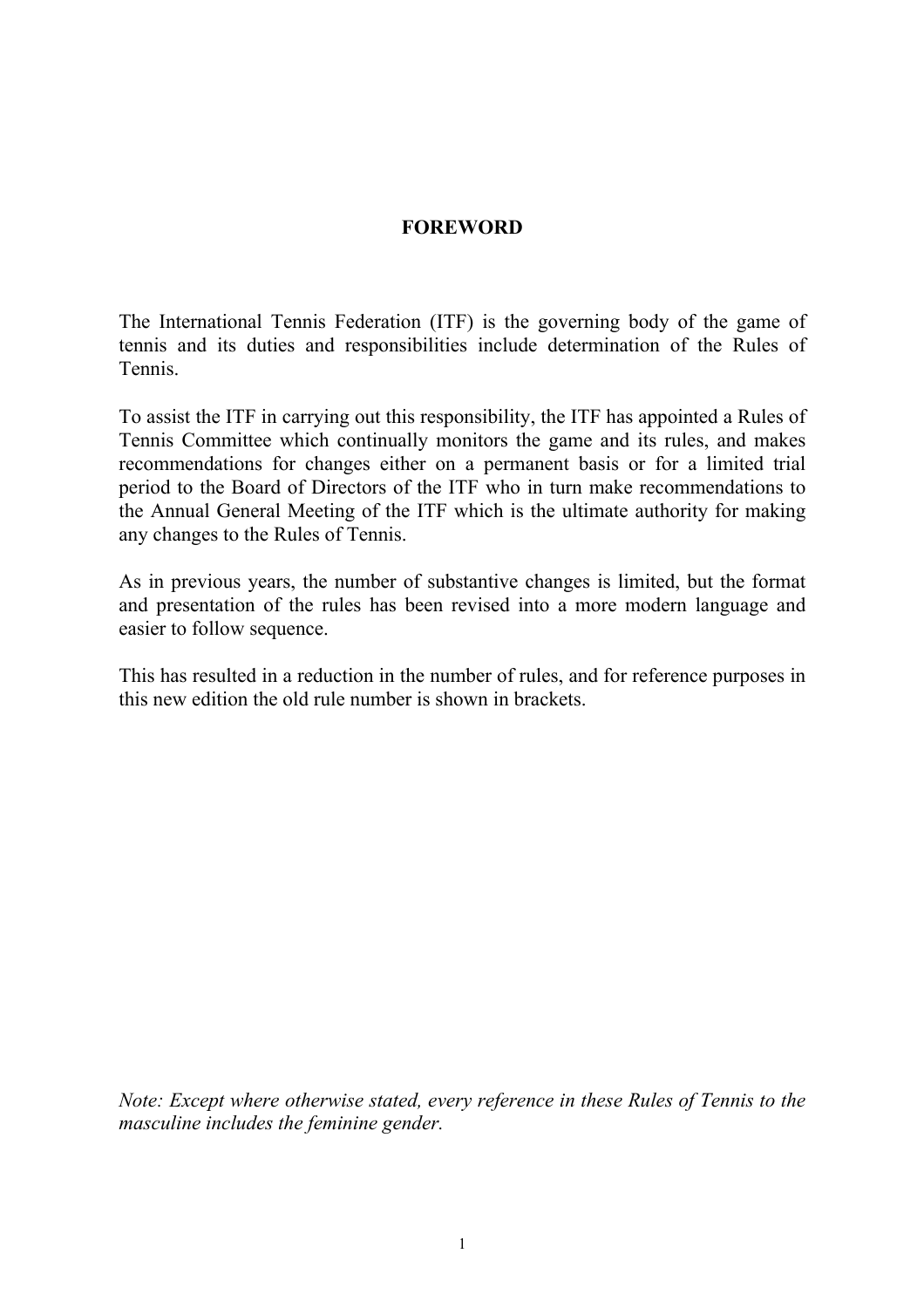# FOREWORD

The International Tennis Federation (ITF) is the governing body of the game of tennis and its duties and responsibilities include determination of the Rules of Tennis.

To assist the ITF in carrying out this responsibility, the ITF has appointed a Rules of Tennis Committee which continually monitors the game and its rules, and makes recommendations for changes either on a permanent basis or for a limited trial period to the Board of Directors of the ITF who in turn make recommendations to the Annual General Meeting of the ITF which is the ultimate authority for making any changes to the Rules of Tennis.

As in previous years, the number of substantive changes is limited, but the format and presentation of the rules has been revised into a more modern language and easier to follow sequence.

This has resulted in a reduction in the number of rules, and for reference purposes in this new edition the old rule number is shown in brackets.

*Note: Except where otherwise stated, every reference in these Rules of Tennis to the masculine includes the feminine gender.*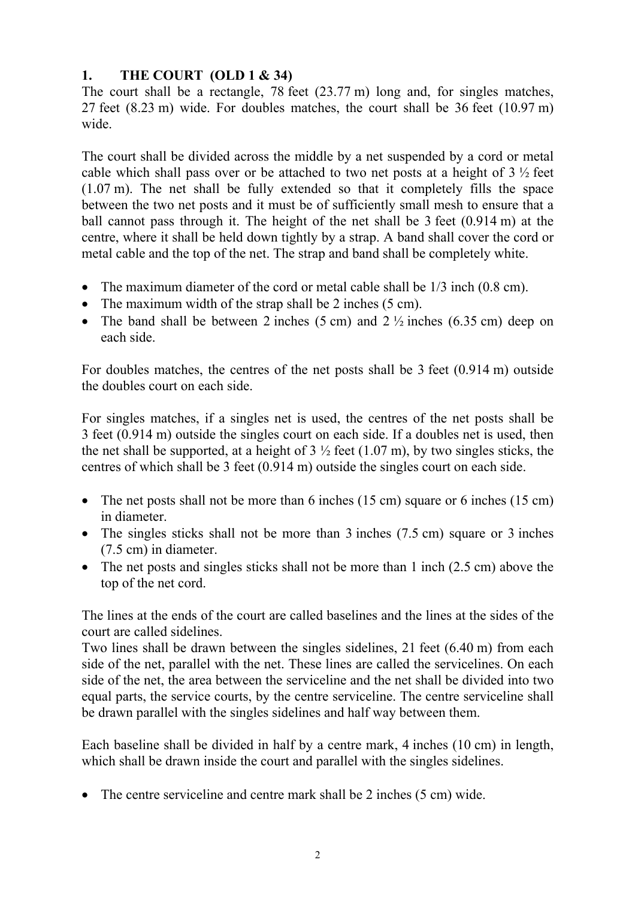## 1. THE COURT (OLD 1 & 34)

The court shall be a rectangle, 78 feet (23.77 m) long and, for singles matches, 27 feet (8.23 m) wide. For doubles matches, the court shall be 36 feet (10.97 m) wide.

The court shall be divided across the middle by a net suspended by a cord or metal cable which shall pass over or be attached to two net posts at a height of 3 ½ feet (1.07 m). The net shall be fully extended so that it completely fills the space between the two net posts and it must be of sufficiently small mesh to ensure that a ball cannot pass through it. The height of the net shall be 3 feet (0.914 m) at the centre, where it shall be held down tightly by a strap. A band shall cover the cord or metal cable and the top of the net. The strap and band shall be completely white.

- The maximum diameter of the cord or metal cable shall be 1/3 inch (0.8 cm).
- The maximum width of the strap shall be 2 inches (5 cm).
- The band shall be between 2 inches (5 cm) and 2 ½ inches (6.35 cm) deep on each side.

For doubles matches, the centres of the net posts shall be 3 feet (0.914 m) outside the doubles court on each side.

For singles matches, if a singles net is used, the centres of the net posts shall be 3 feet (0.914 m) outside the singles court on each side. If a doubles net is used, then the net shall be supported, at a height of 3 ½ feet (1.07 m), by two singles sticks, the centres of which shall be 3 feet (0.914 m) outside the singles court on each side.

- The net posts shall not be more than 6 inches (15 cm) square or 6 inches (15 cm) in diameter.
- The singles sticks shall not be more than 3 inches (7.5 cm) square or 3 inches (7.5 cm) in diameter.
- The net posts and singles sticks shall not be more than 1 inch (2.5 cm) above the top of the net cord.

The lines at the ends of the court are called baselines and the lines at the sides of the court are called sidelines.

Two lines shall be drawn between the singles sidelines, 21 feet (6.40 m) from each side of the net, parallel with the net. These lines are called the servicelines. On each side of the net, the area between the serviceline and the net shall be divided into two equal parts, the service courts, by the centre serviceline. The centre serviceline shall be drawn parallel with the singles sidelines and half way between them.

Each baseline shall be divided in half by a centre mark, 4 inches (10 cm) in length, which shall be drawn inside the court and parallel with the singles sidelines.

- The centre serviceline and centre mark shall be 2 inches (5 cm) wide.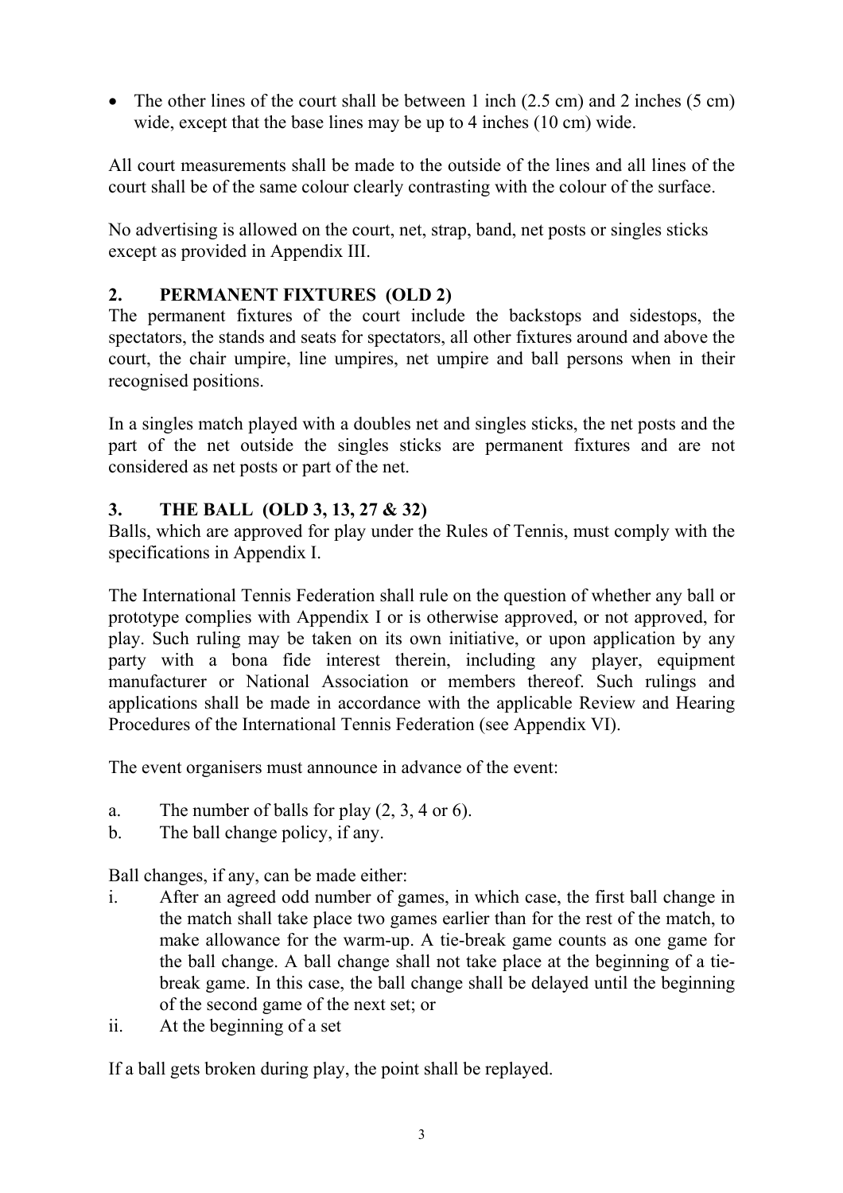- The other lines of the court shall be between 1 inch (2.5 cm) and 2 inches (5 cm) wide, except that the base lines may be up to 4 inches (10 cm) wide.

All court measurements shall be made to the outside of the lines and all lines of the court shall be of the same colour clearly contrasting with the colour of the surface.

No advertising is allowed on the court, net, strap, band, net posts or singles sticks except as provided in Appendix III.

## 2. PERMANENT FIXTURES (OLD 2)

The permanent fixtures of the court include the backstops and sidestops, the spectators, the stands and seats for spectators, all other fixtures around and above the court, the chair umpire, line umpires, net umpire and ball persons when in their recognised positions.

In a singles match played with a doubles net and singles sticks, the net posts and the part of the net outside the singles sticks are permanent fixtures and are not considered as net posts or part of the net.

## 3. THE BALL (OLD 3, 13, 27 & 32)

Balls, which are approved for play under the Rules of Tennis, must comply with the specifications in Appendix I.

The International Tennis Federation shall rule on the question of whether any ball or prototype complies with Appendix I or is otherwise approved, or not approved, for play. Such ruling may be taken on its own initiative, or upon application by any party with a bona fide interest therein, including any player, equipment manufacturer or National Association or members thereof. Such rulings and applications shall be made in accordance with the applicable Review and Hearing Procedures of the International Tennis Federation (see Appendix VI).

The event organisers must announce in advance of the event:

a. The number of balls for play (2, 3, 4 or 6).
b. The ball change policy, if any.

Ball changes, if any, can be made either:

i. After an agreed odd number of games, in which case, the first ball change in the match shall take place two games earlier than for the rest of the match, to make allowance for the warm-up. A tie-break game counts as one game for the ball change. A ball change shall not take place at the beginning of a tie-break game. In this case, the ball change shall be delayed until the beginning of the second game of the next set; or
ii. At the beginning of a set

If a ball gets broken during play, the point shall be replayed.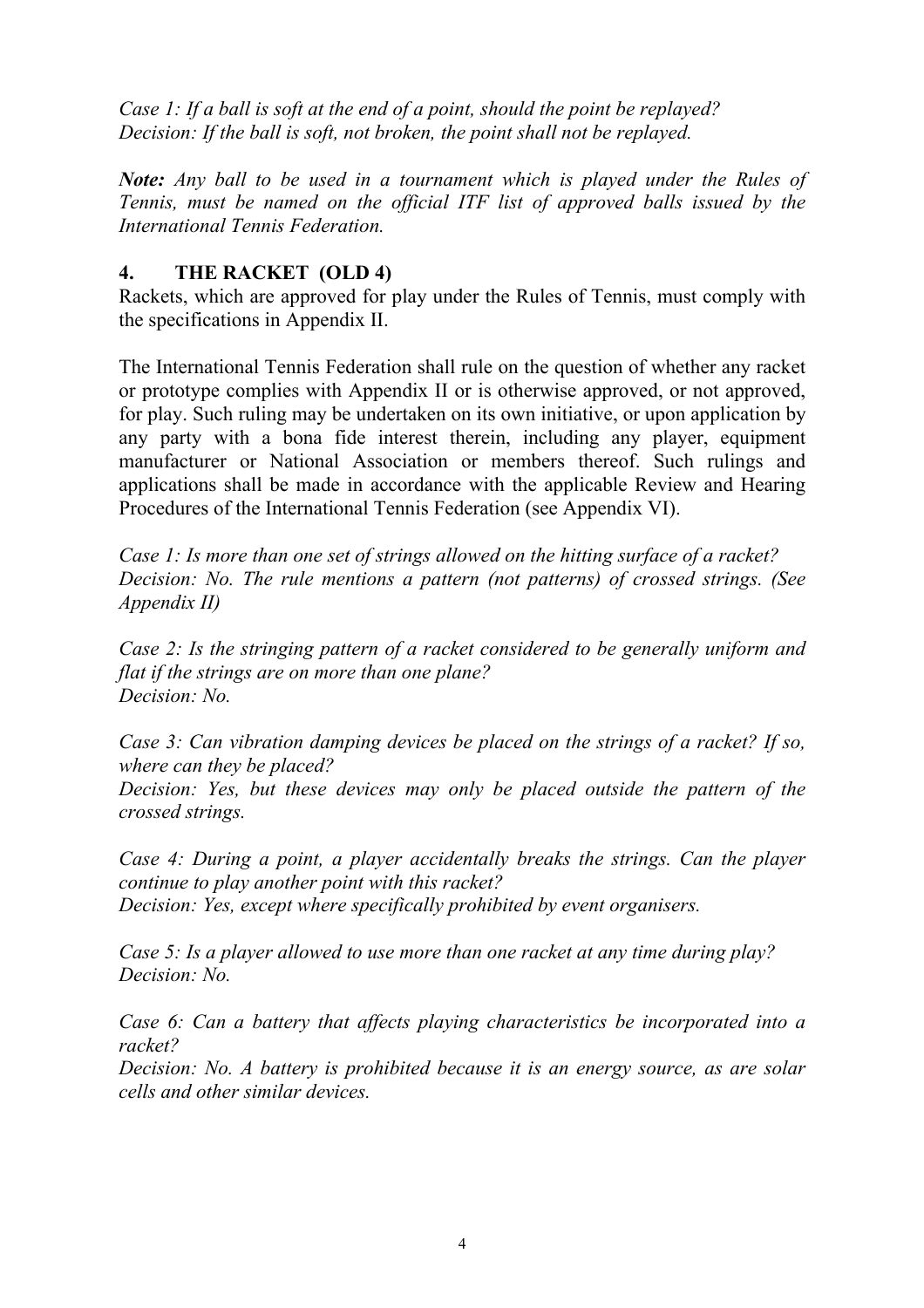*Case 1: If a ball is soft at the end of a point, should the point be replayed?*
*Decision: If the ball is soft, not broken, the point shall not be replayed.*

***Note:*** *Any ball to be used in a tournament which is played under the Rules of Tennis, must be named on the official ITF list of approved balls issued by the International Tennis Federation.*

## 4. THE RACKET (OLD 4)

Rackets, which are approved for play under the Rules of Tennis, must comply with the specifications in Appendix II.

The International Tennis Federation shall rule on the question of whether any racket or prototype complies with Appendix II or is otherwise approved, or not approved, for play. Such ruling may be undertaken on its own initiative, or upon application by any party with a bona fide interest therein, including any player, equipment manufacturer or National Association or members thereof. Such rulings and applications shall be made in accordance with the applicable Review and Hearing Procedures of the International Tennis Federation (see Appendix VI).

*Case 1: Is more than one set of strings allowed on the hitting surface of a racket?*
*Decision: No. The rule mentions a pattern (not patterns) of crossed strings. (See Appendix II)*

*Case 2: Is the stringing pattern of a racket considered to be generally uniform and flat if the strings are on more than one plane?*
*Decision: No.*

*Case 3: Can vibration damping devices be placed on the strings of a racket? If so, where can they be placed?*
*Decision: Yes, but these devices may only be placed outside the pattern of the crossed strings.*

*Case 4: During a point, a player accidentally breaks the strings. Can the player continue to play another point with this racket?*
*Decision: Yes, except where specifically prohibited by event organisers.*

*Case 5: Is a player allowed to use more than one racket at any time during play?*
*Decision: No.*

*Case 6: Can a battery that affects playing characteristics be incorporated into a racket?*
*Decision: No. A battery is prohibited because it is an energy source, as are solar cells and other similar devices.*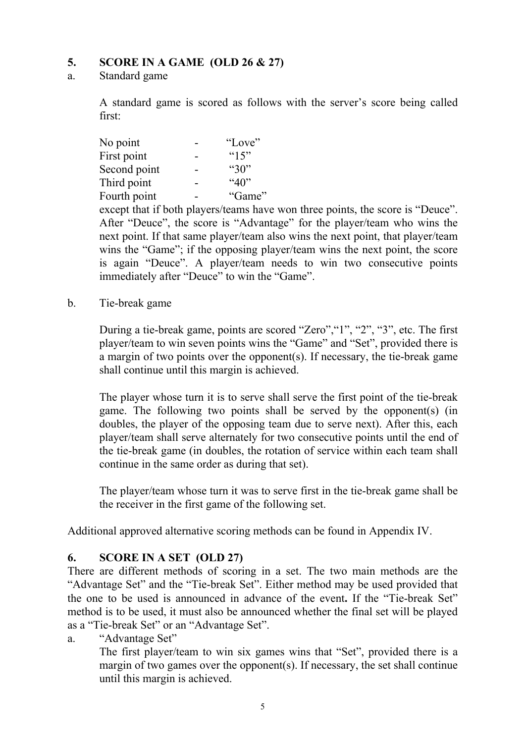## 5. SCORE IN A GAME (OLD 26 & 27)

a. Standard game

A standard game is scored as follows with the server's score being called first:

| | | |
|---|---|---|
| No point | - | "Love" |
| First point | - | "15" |
| Second point | - | "30" |
| Third point | - | "40" |
| Fourth point | - | "Game" |

except that if both players/teams have won three points, the score is "Deuce". After "Deuce", the score is "Advantage" for the player/team who wins the next point. If that same player/team also wins the next point, that player/team wins the "Game"; if the opposing player/team wins the next point, the score is again "Deuce". A player/team needs to win two consecutive points immediately after "Deuce" to win the "Game".

b. Tie-break game

During a tie-break game, points are scored "Zero","1", "2", "3", etc. The first player/team to win seven points wins the "Game" and "Set", provided there is a margin of two points over the opponent(s). If necessary, the tie-break game shall continue until this margin is achieved.

The player whose turn it is to serve shall serve the first point of the tie-break game. The following two points shall be served by the opponent(s) (in doubles, the player of the opposing team due to serve next). After this, each player/team shall serve alternately for two consecutive points until the end of the tie-break game (in doubles, the rotation of service within each team shall continue in the same order as during that set).

The player/team whose turn it was to serve first in the tie-break game shall be the receiver in the first game of the following set.

Additional approved alternative scoring methods can be found in Appendix IV.

## 6. SCORE IN A SET (OLD 27)

There are different methods of scoring in a set. The two main methods are the "Advantage Set" and the "Tie-break Set". Either method may be used provided that the one to be used is announced in advance of the event**.** If the "Tie-break Set" method is to be used, it must also be announced whether the final set will be played as a "Tie-break Set" or an "Advantage Set".

a. "Advantage Set"

The first player/team to win six games wins that "Set", provided there is a margin of two games over the opponent(s). If necessary, the set shall continue until this margin is achieved.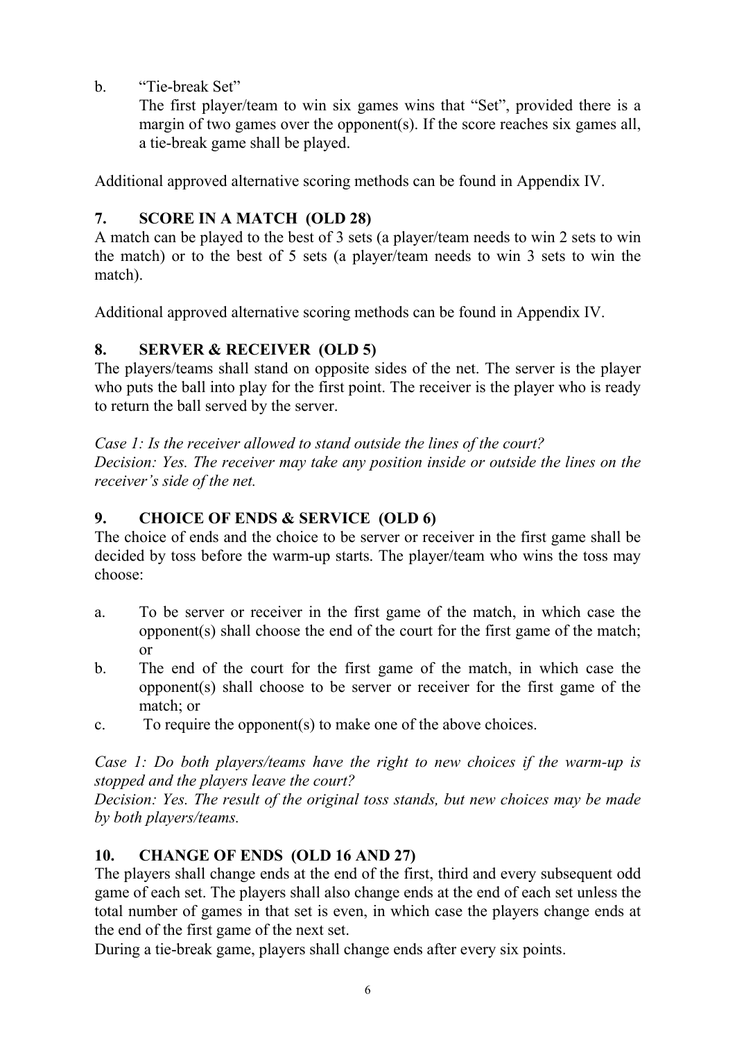b. "Tie-break Set"

The first player/team to win six games wins that "Set", provided there is a margin of two games over the opponent(s). If the score reaches six games all, a tie-break game shall be played.

Additional approved alternative scoring methods can be found in Appendix IV.

## 7. SCORE IN A MATCH (OLD 28)

A match can be played to the best of 3 sets (a player/team needs to win 2 sets to win the match) or to the best of 5 sets (a player/team needs to win 3 sets to win the match).

Additional approved alternative scoring methods can be found in Appendix IV.

## 8. SERVER & RECEIVER (OLD 5)

The players/teams shall stand on opposite sides of the net. The server is the player who puts the ball into play for the first point. The receiver is the player who is ready to return the ball served by the server.

*Case 1: Is the receiver allowed to stand outside the lines of the court?*
*Decision: Yes. The receiver may take any position inside or outside the lines on the receiver's side of the net.*

## 9. CHOICE OF ENDS & SERVICE (OLD 6)

The choice of ends and the choice to be server or receiver in the first game shall be decided by toss before the warm-up starts. The player/team who wins the toss may choose:

a. To be server or receiver in the first game of the match, in which case the opponent(s) shall choose the end of the court for the first game of the match; or
b. The end of the court for the first game of the match, in which case the opponent(s) shall choose to be server or receiver for the first game of the match; or
c. To require the opponent(s) to make one of the above choices.

*Case 1: Do both players/teams have the right to new choices if the warm-up is stopped and the players leave the court?*
*Decision: Yes. The result of the original toss stands, but new choices may be made by both players/teams.*

## 10. CHANGE OF ENDS (OLD 16 AND 27)

The players shall change ends at the end of the first, third and every subsequent odd game of each set. The players shall also change ends at the end of each set unless the total number of games in that set is even, in which case the players change ends at the end of the first game of the next set.

During a tie-break game, players shall change ends after every six points.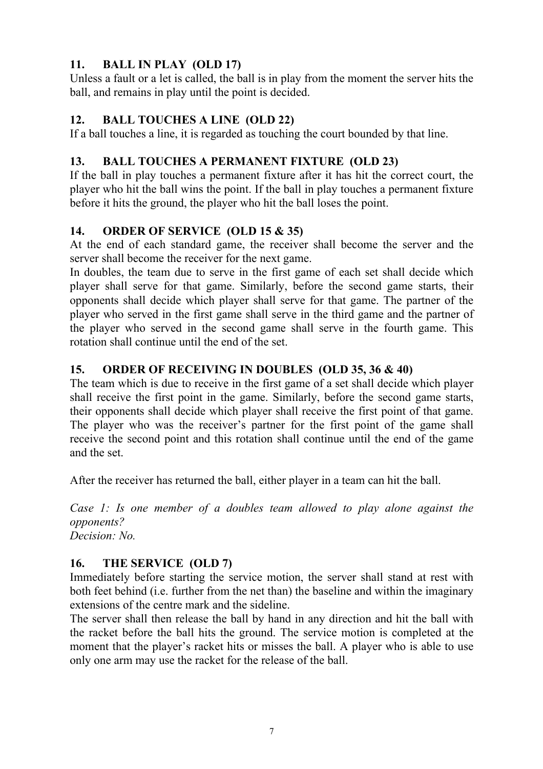## 11. BALL IN PLAY (OLD 17)

Unless a fault or a let is called, the ball is in play from the moment the server hits the ball, and remains in play until the point is decided.

## 12. BALL TOUCHES A LINE (OLD 22)

If a ball touches a line, it is regarded as touching the court bounded by that line.

## 13. BALL TOUCHES A PERMANENT FIXTURE (OLD 23)

If the ball in play touches a permanent fixture after it has hit the correct court, the player who hit the ball wins the point. If the ball in play touches a permanent fixture before it hits the ground, the player who hit the ball loses the point.

## 14. ORDER OF SERVICE (OLD 15 & 35)

At the end of each standard game, the receiver shall become the server and the server shall become the receiver for the next game.

In doubles, the team due to serve in the first game of each set shall decide which player shall serve for that game. Similarly, before the second game starts, their opponents shall decide which player shall serve for that game. The partner of the player who served in the first game shall serve in the third game and the partner of the player who served in the second game shall serve in the fourth game. This rotation shall continue until the end of the set.

## 15. ORDER OF RECEIVING IN DOUBLES (OLD 35, 36 & 40)

The team which is due to receive in the first game of a set shall decide which player shall receive the first point in the game. Similarly, before the second game starts, their opponents shall decide which player shall receive the first point of that game. The player who was the receiver's partner for the first point of the game shall receive the second point and this rotation shall continue until the end of the game and the set.

After the receiver has returned the ball, either player in a team can hit the ball.

*Case 1: Is one member of a doubles team allowed to play alone against the opponents?*
*Decision: No.*

## 16. THE SERVICE (OLD 7)

Immediately before starting the service motion, the server shall stand at rest with both feet behind (i.e. further from the net than) the baseline and within the imaginary extensions of the centre mark and the sideline.

The server shall then release the ball by hand in any direction and hit the ball with the racket before the ball hits the ground. The service motion is completed at the moment that the player's racket hits or misses the ball. A player who is able to use only one arm may use the racket for the release of the ball.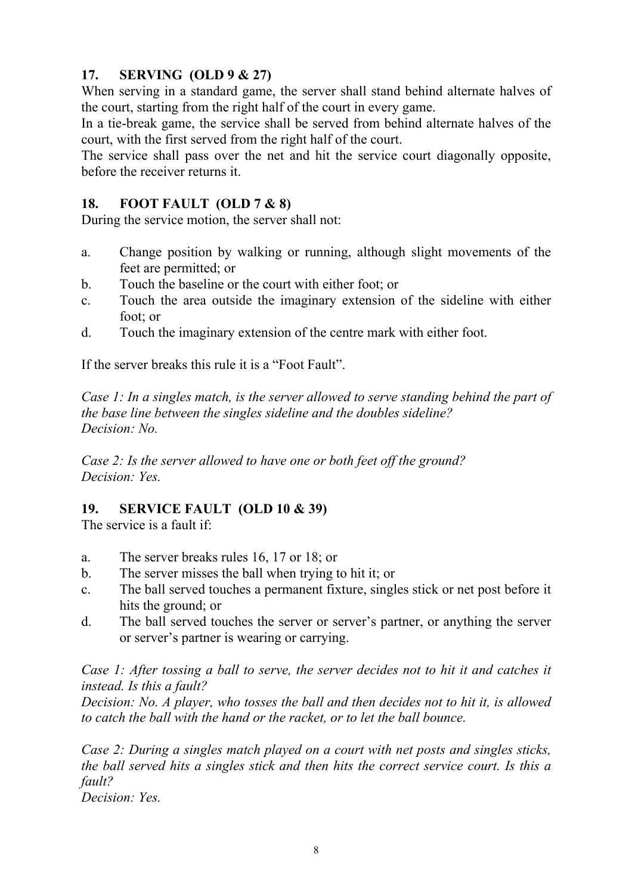## 17. SERVING (OLD 9 & 27)

When serving in a standard game, the server shall stand behind alternate halves of the court, starting from the right half of the court in every game.

In a tie-break game, the service shall be served from behind alternate halves of the court, with the first served from the right half of the court.

The service shall pass over the net and hit the service court diagonally opposite, before the receiver returns it.

## 18. FOOT FAULT (OLD 7 & 8)

During the service motion, the server shall not:

a. Change position by walking or running, although slight movements of the feet are permitted; or
b. Touch the baseline or the court with either foot; or
c. Touch the area outside the imaginary extension of the sideline with either foot; or
d. Touch the imaginary extension of the centre mark with either foot.

If the server breaks this rule it is a "Foot Fault".

*Case 1: In a singles match, is the server allowed to serve standing behind the part of the base line between the singles sideline and the doubles sideline?*
*Decision: No.*

*Case 2: Is the server allowed to have one or both feet off the ground?*
*Decision: Yes.*

## 19. SERVICE FAULT (OLD 10 & 39)

The service is a fault if:

a. The server breaks rules 16, 17 or 18; or
b. The server misses the ball when trying to hit it; or
c. The ball served touches a permanent fixture, singles stick or net post before it hits the ground; or
d. The ball served touches the server or server's partner, or anything the server or server's partner is wearing or carrying.

*Case 1: After tossing a ball to serve, the server decides not to hit it and catches it instead. Is this a fault?*
*Decision: No. A player, who tosses the ball and then decides not to hit it, is allowed to catch the ball with the hand or the racket, or to let the ball bounce.*

*Case 2: During a singles match played on a court with net posts and singles sticks, the ball served hits a singles stick and then hits the correct service court. Is this a fault?*
*Decision: Yes.*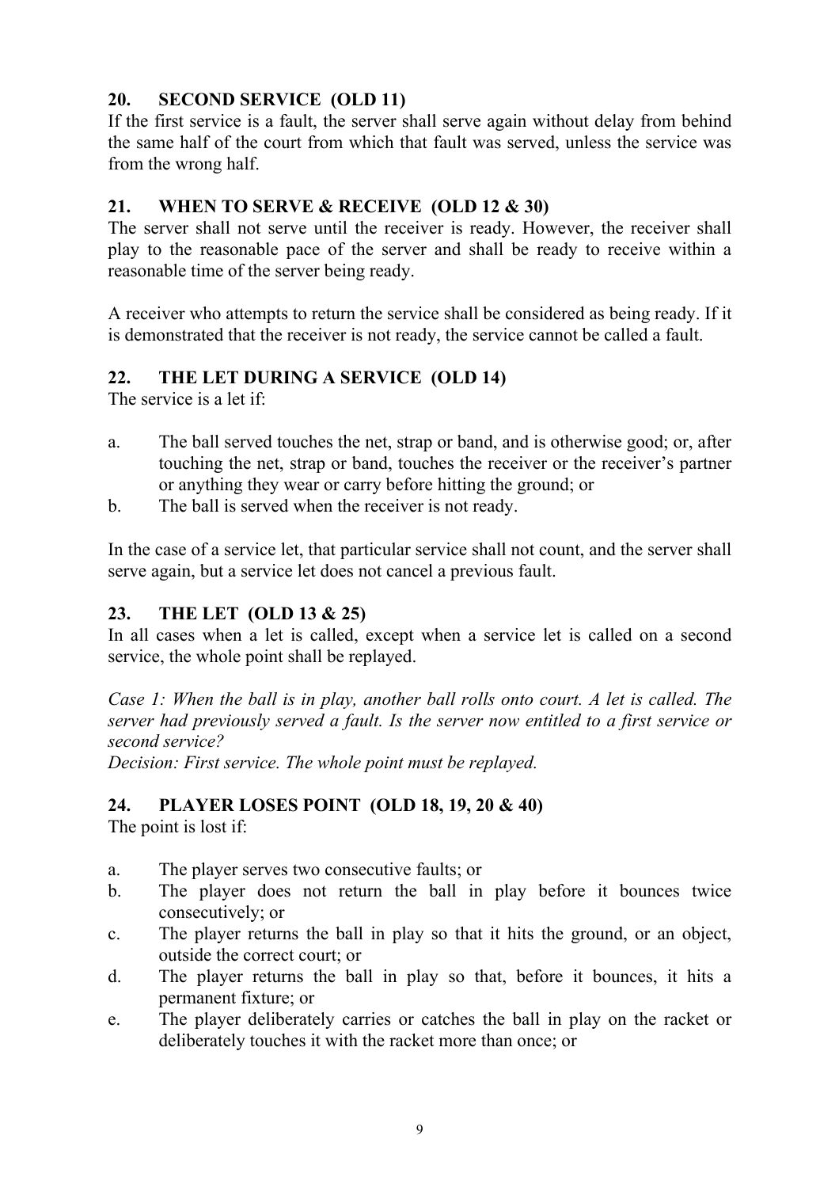### 20. SECOND SERVICE (OLD 11)

If the first service is a fault, the server shall serve again without delay from behind the same half of the court from which that fault was served, unless the service was from the wrong half.

### 21. WHEN TO SERVE & RECEIVE (OLD 12 & 30)

The server shall not serve until the receiver is ready. However, the receiver shall play to the reasonable pace of the server and shall be ready to receive within a reasonable time of the server being ready.

A receiver who attempts to return the service shall be considered as being ready. If it is demonstrated that the receiver is not ready, the service cannot be called a fault.

### 22. THE LET DURING A SERVICE (OLD 14)

The service is a let if:

a. The ball served touches the net, strap or band, and is otherwise good; or, after touching the net, strap or band, touches the receiver or the receiver's partner or anything they wear or carry before hitting the ground; or
b. The ball is served when the receiver is not ready.

In the case of a service let, that particular service shall not count, and the server shall serve again, but a service let does not cancel a previous fault.

### 23. THE LET (OLD 13 & 25)

In all cases when a let is called, except when a service let is called on a second service, the whole point shall be replayed.

*Case 1: When the ball is in play, another ball rolls onto court. A let is called. The server had previously served a fault. Is the server now entitled to a first service or second service?*
*Decision: First service. The whole point must be replayed.*

### 24. PLAYER LOSES POINT (OLD 18, 19, 20 & 40)

The point is lost if:

a. The player serves two consecutive faults; or
b. The player does not return the ball in play before it bounces twice consecutively; or
c. The player returns the ball in play so that it hits the ground, or an object, outside the correct court; or
d. The player returns the ball in play so that, before it bounces, it hits a permanent fixture; or
e. The player deliberately carries or catches the ball in play on the racket or deliberately touches it with the racket more than once; or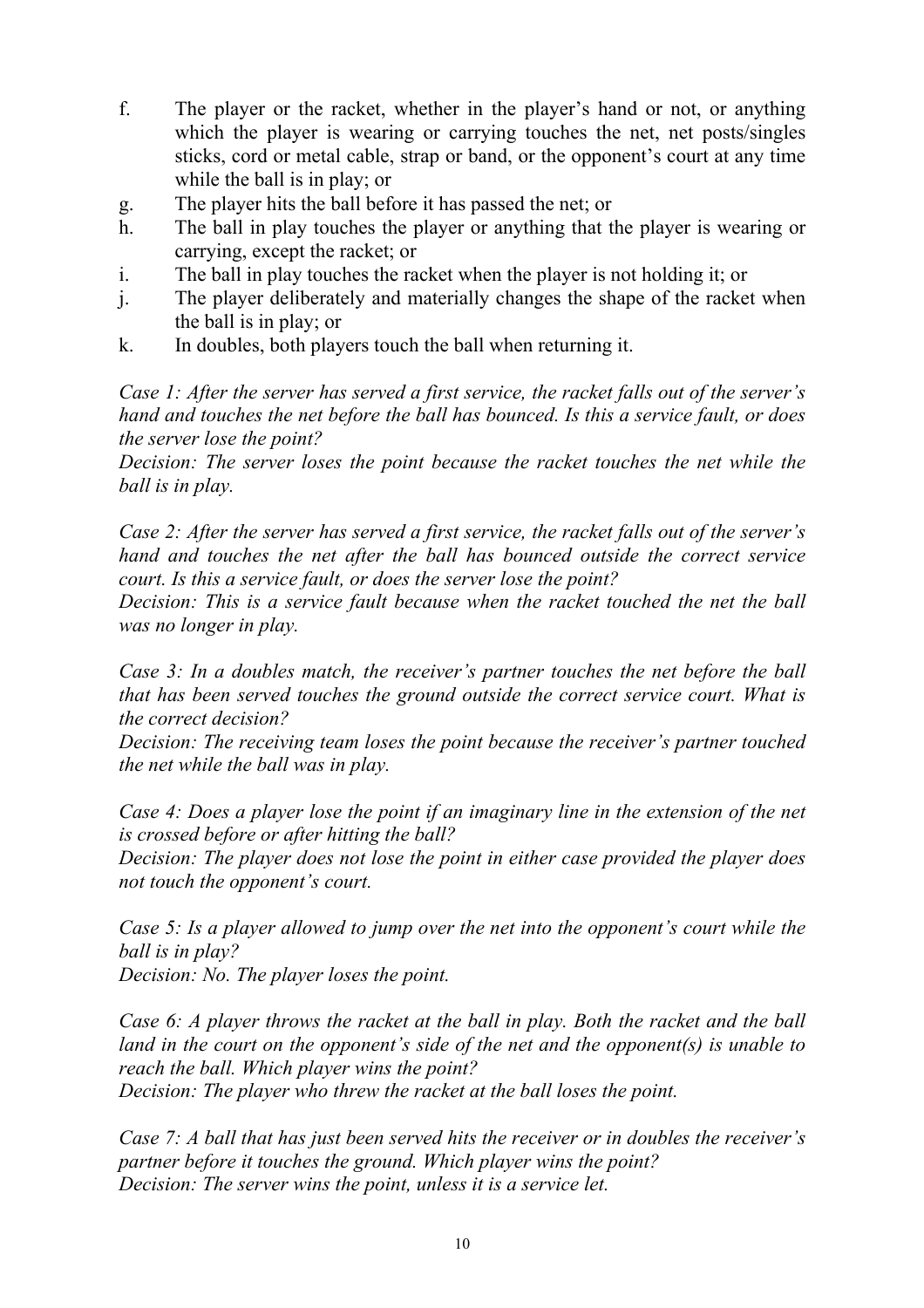f. The player or the racket, whether in the player's hand or not, or anything which the player is wearing or carrying touches the net, net posts/singles sticks, cord or metal cable, strap or band, or the opponent's court at any time while the ball is in play; or
g. The player hits the ball before it has passed the net; or
h. The ball in play touches the player or anything that the player is wearing or carrying, except the racket; or
i. The ball in play touches the racket when the player is not holding it; or
j. The player deliberately and materially changes the shape of the racket when the ball is in play; or
k. In doubles, both players touch the ball when returning it.

*Case 1: After the server has served a first service, the racket falls out of the server's hand and touches the net before the ball has bounced. Is this a service fault, or does the server lose the point?*
*Decision: The server loses the point because the racket touches the net while the ball is in play.*

*Case 2: After the server has served a first service, the racket falls out of the server's hand and touches the net after the ball has bounced outside the correct service court. Is this a service fault, or does the server lose the point?*
*Decision: This is a service fault because when the racket touched the net the ball was no longer in play.*

*Case 3: In a doubles match, the receiver's partner touches the net before the ball that has been served touches the ground outside the correct service court. What is the correct decision?*
*Decision: The receiving team loses the point because the receiver's partner touched the net while the ball was in play.*

*Case 4: Does a player lose the point if an imaginary line in the extension of the net is crossed before or after hitting the ball?*
*Decision: The player does not lose the point in either case provided the player does not touch the opponent's court.*

*Case 5: Is a player allowed to jump over the net into the opponent's court while the ball is in play?*
*Decision: No. The player loses the point.*

*Case 6: A player throws the racket at the ball in play. Both the racket and the ball land in the court on the opponent's side of the net and the opponent(s) is unable to reach the ball. Which player wins the point?*
*Decision: The player who threw the racket at the ball loses the point.*

*Case 7: A ball that has just been served hits the receiver or in doubles the receiver's partner before it touches the ground. Which player wins the point?*
*Decision: The server wins the point, unless it is a service let.*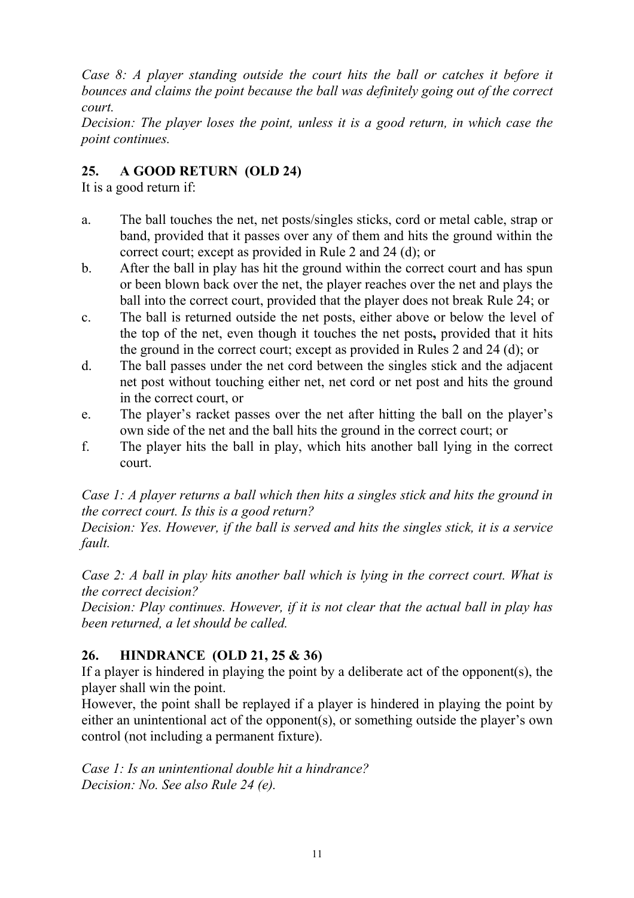*Case 8: A player standing outside the court hits the ball or catches it before it bounces and claims the point because the ball was definitely going out of the correct court.*
*Decision: The player loses the point, unless it is a good return, in which case the point continues.*

## 25. A GOOD RETURN (OLD 24)

It is a good return if:

a. The ball touches the net, net posts/singles sticks, cord or metal cable, strap or band, provided that it passes over any of them and hits the ground within the correct court; except as provided in Rule 2 and 24 (d); or
b. After the ball in play has hit the ground within the correct court and has spun or been blown back over the net, the player reaches over the net and plays the ball into the correct court, provided that the player does not break Rule 24; or
c. The ball is returned outside the net posts, either above or below the level of the top of the net, even though it touches the net posts**,** provided that it hits the ground in the correct court; except as provided in Rules 2 and 24 (d); or
d. The ball passes under the net cord between the singles stick and the adjacent net post without touching either net, net cord or net post and hits the ground in the correct court, or
e. The player's racket passes over the net after hitting the ball on the player's own side of the net and the ball hits the ground in the correct court; or
f. The player hits the ball in play, which hits another ball lying in the correct court.

*Case 1: A player returns a ball which then hits a singles stick and hits the ground in the correct court. Is this is a good return?*
*Decision: Yes. However, if the ball is served and hits the singles stick, it is a service fault.*

*Case 2: A ball in play hits another ball which is lying in the correct court. What is the correct decision?*
*Decision: Play continues. However, if it is not clear that the actual ball in play has been returned, a let should be called.*

## 26. HINDRANCE (OLD 21, 25 & 36)

If a player is hindered in playing the point by a deliberate act of the opponent(s), the player shall win the point.

However, the point shall be replayed if a player is hindered in playing the point by either an unintentional act of the opponent(s), or something outside the player's own control (not including a permanent fixture).

*Case 1: Is an unintentional double hit a hindrance?*
*Decision: No. See also Rule 24 (e).*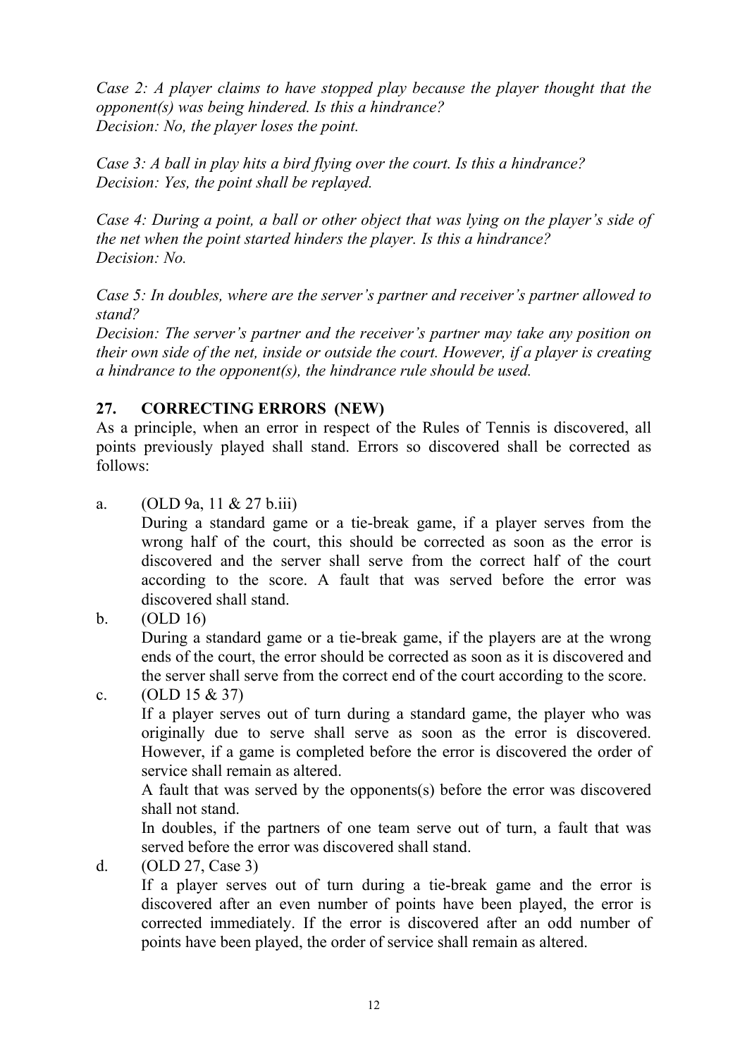*Case 2: A player claims to have stopped play because the player thought that the opponent(s) was being hindered. Is this a hindrance?*
*Decision: No, the player loses the point.*

*Case 3: A ball in play hits a bird flying over the court. Is this a hindrance?*
*Decision: Yes, the point shall be replayed.*

*Case 4: During a point, a ball or other object that was lying on the player's side of the net when the point started hinders the player. Is this a hindrance?*
*Decision: No.*

*Case 5: In doubles, where are the server's partner and receiver's partner allowed to stand?*
*Decision: The server's partner and the receiver's partner may take any position on their own side of the net, inside or outside the court. However, if a player is creating a hindrance to the opponent(s), the hindrance rule should be used.*

## 27. CORRECTING ERRORS (NEW)

As a principle, when an error in respect of the Rules of Tennis is discovered, all points previously played shall stand. Errors so discovered shall be corrected as follows:

a. (OLD 9a, 11 & 27 b.iii)
During a standard game or a tie-break game, if a player serves from the wrong half of the court, this should be corrected as soon as the error is discovered and the server shall serve from the correct half of the court according to the score. A fault that was served before the error was discovered shall stand.

b. (OLD 16)
During a standard game or a tie-break game, if the players are at the wrong ends of the court, the error should be corrected as soon as it is discovered and the server shall serve from the correct end of the court according to the score.

c. (OLD 15 & 37)
If a player serves out of turn during a standard game, the player who was originally due to serve shall serve as soon as the error is discovered. However, if a game is completed before the error is discovered the order of service shall remain as altered.
A fault that was served by the opponents(s) before the error was discovered shall not stand.
In doubles, if the partners of one team serve out of turn, a fault that was served before the error was discovered shall stand.

d. (OLD 27, Case 3)
If a player serves out of turn during a tie-break game and the error is discovered after an even number of points have been played, the error is corrected immediately. If the error is discovered after an odd number of points have been played, the order of service shall remain as altered.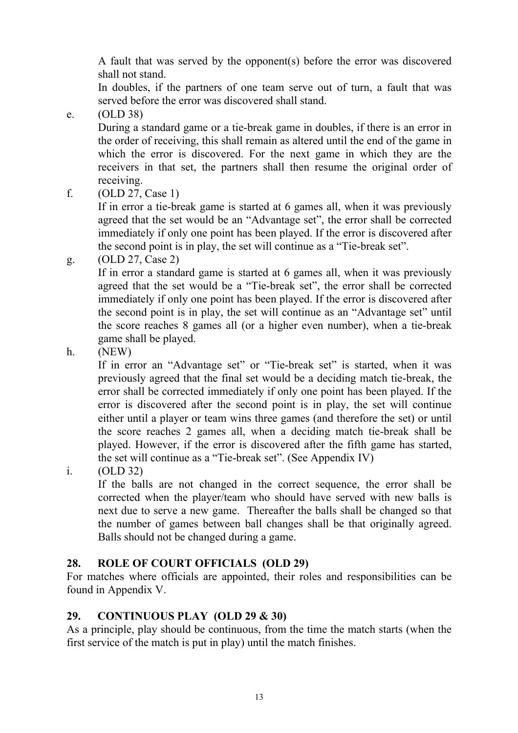A fault that was served by the opponent(s) before the error was discovered shall not stand.

In doubles, if the partners of one team serve out of turn, a fault that was served before the error was discovered shall stand.

e. (OLD 38)

During a standard game or a tie-break game in doubles, if there is an error in the order of receiving, this shall remain as altered until the end of the game in which the error is discovered. For the next game in which they are the receivers in that set, the partners shall then resume the original order of receiving.

f. (OLD 27, Case 1)

If in error a tie-break game is started at 6 games all, when it was previously agreed that the set would be an "Advantage set", the error shall be corrected immediately if only one point has been played. If the error is discovered after the second point is in play, the set will continue as a "Tie-break set".

g. (OLD 27, Case 2)

If in error a standard game is started at 6 games all, when it was previously agreed that the set would be a "Tie-break set", the error shall be corrected immediately if only one point has been played. If the error is discovered after the second point is in play, the set will continue as an "Advantage set" until the score reaches 8 games all (or a higher even number), when a tie-break game shall be played.

h. (NEW)

If in error an "Advantage set" or "Tie-break set" is started, when it was previously agreed that the final set would be a deciding match tie-break, the error shall be corrected immediately if only one point has been played. If the error is discovered after the second point is in play, the set will continue either until a player or team wins three games (and therefore the set) or until the score reaches 2 games all, when a deciding match tie-break shall be played. However, if the error is discovered after the fifth game has started, the set will continue as a "Tie-break set". (See Appendix IV)

i. (OLD 32)

If the balls are not changed in the correct sequence, the error shall be corrected when the player/team who should have served with new balls is next due to serve a new game. Thereafter the balls shall be changed so that the number of games between ball changes shall be that originally agreed. Balls should not be changed during a game.

## 28. ROLE OF COURT OFFICIALS (OLD 29)

For matches where officials are appointed, their roles and responsibilities can be found in Appendix V.

## 29. CONTINUOUS PLAY (OLD 29 & 30)

As a principle, play should be continuous, from the time the match starts (when the first service of the match is put in play) until the match finishes.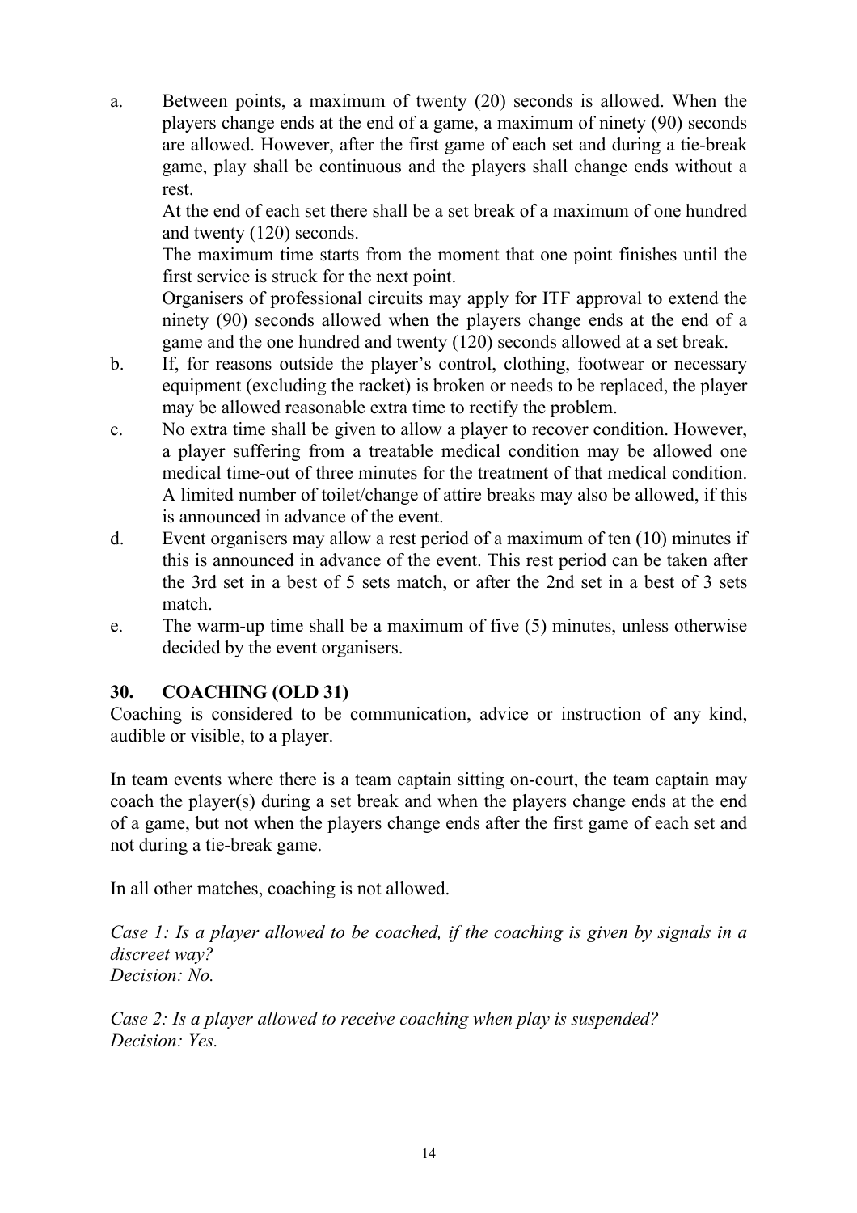a. Between points, a maximum of twenty (20) seconds is allowed. When the players change ends at the end of a game, a maximum of ninety (90) seconds are allowed. However, after the first game of each set and during a tie-break game, play shall be continuous and the players shall change ends without a rest.

   At the end of each set there shall be a set break of a maximum of one hundred and twenty (120) seconds.

   The maximum time starts from the moment that one point finishes until the first service is struck for the next point.

   Organisers of professional circuits may apply for ITF approval to extend the ninety (90) seconds allowed when the players change ends at the end of a game and the one hundred and twenty (120) seconds allowed at a set break.

b. If, for reasons outside the player's control, clothing, footwear or necessary equipment (excluding the racket) is broken or needs to be replaced, the player may be allowed reasonable extra time to rectify the problem.

c. No extra time shall be given to allow a player to recover condition. However, a player suffering from a treatable medical condition may be allowed one medical time-out of three minutes for the treatment of that medical condition. A limited number of toilet/change of attire breaks may also be allowed, if this is announced in advance of the event.

d. Event organisers may allow a rest period of a maximum of ten (10) minutes if this is announced in advance of the event. This rest period can be taken after the 3rd set in a best of 5 sets match, or after the 2nd set in a best of 3 sets match.

e. The warm-up time shall be a maximum of five (5) minutes, unless otherwise decided by the event organisers.

## 30. COACHING (OLD 31)

Coaching is considered to be communication, advice or instruction of any kind, audible or visible, to a player.

In team events where there is a team captain sitting on-court, the team captain may coach the player(s) during a set break and when the players change ends at the end of a game, but not when the players change ends after the first game of each set and not during a tie-break game.

In all other matches, coaching is not allowed.

*Case 1: Is a player allowed to be coached, if the coaching is given by signals in a discreet way?*
*Decision: No.*

*Case 2: Is a player allowed to receive coaching when play is suspended?*
*Decision: Yes.*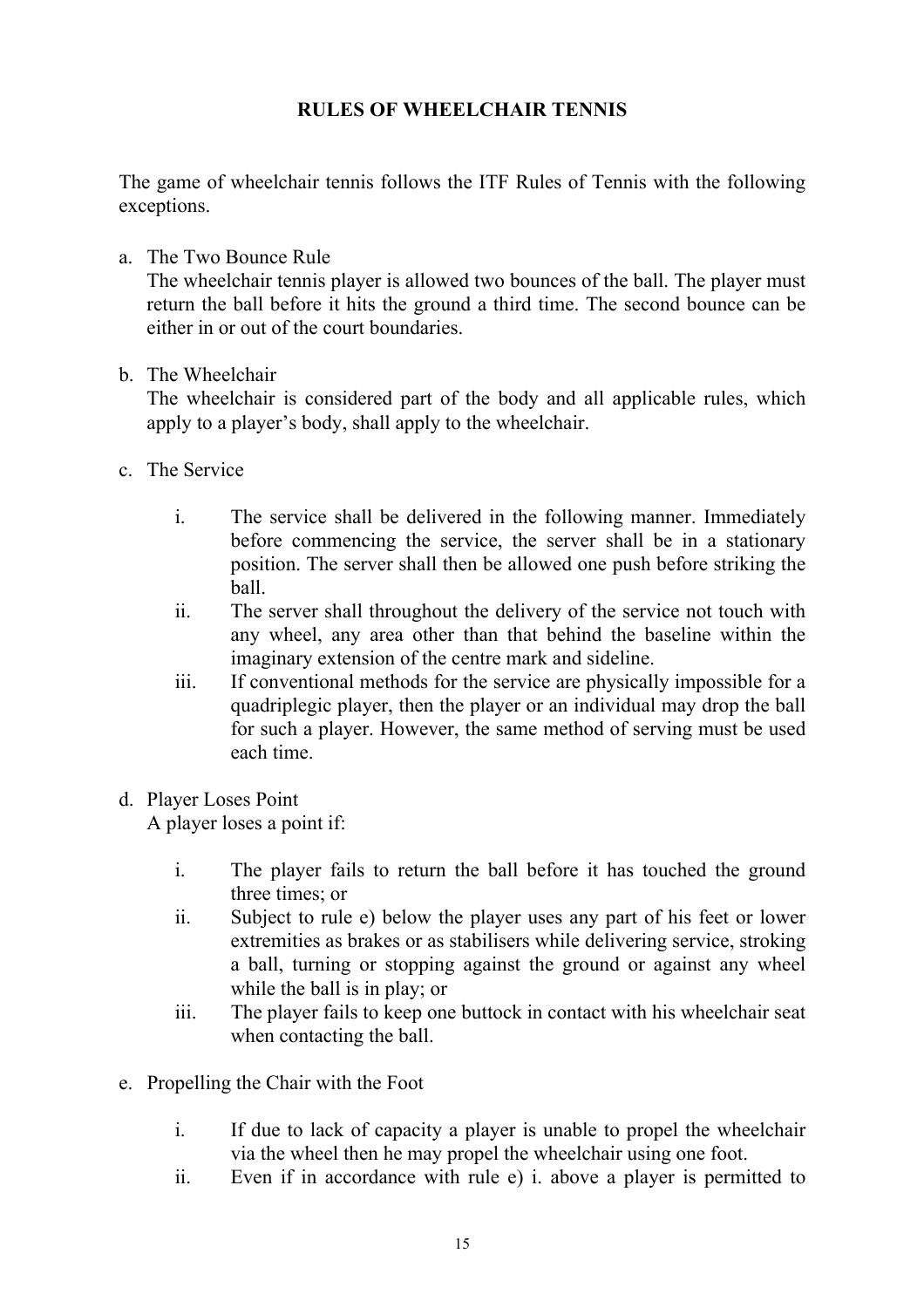## RULES OF WHEELCHAIR TENNIS

The game of wheelchair tennis follows the ITF Rules of Tennis with the following exceptions.

a. The Two Bounce Rule
   The wheelchair tennis player is allowed two bounces of the ball. The player must return the ball before it hits the ground a third time. The second bounce can be either in or out of the court boundaries.

b. The Wheelchair
   The wheelchair is considered part of the body and all applicable rules, which apply to a player's body, shall apply to the wheelchair.

c. The Service

   i. The service shall be delivered in the following manner. Immediately before commencing the service, the server shall be in a stationary position. The server shall then be allowed one push before striking the ball.
   ii. The server shall throughout the delivery of the service not touch with any wheel, any area other than that behind the baseline within the imaginary extension of the centre mark and sideline.
   iii. If conventional methods for the service are physically impossible for a quadriplegic player, then the player or an individual may drop the ball for such a player. However, the same method of serving must be used each time.

d. Player Loses Point
   A player loses a point if:

   i. The player fails to return the ball before it has touched the ground three times; or
   ii. Subject to rule e) below the player uses any part of his feet or lower extremities as brakes or as stabilisers while delivering service, stroking a ball, turning or stopping against the ground or against any wheel while the ball is in play; or
   iii. The player fails to keep one buttock in contact with his wheelchair seat when contacting the ball.

e. Propelling the Chair with the Foot

   i. If due to lack of capacity a player is unable to propel the wheelchair via the wheel then he may propel the wheelchair using one foot.
   ii. Even if in accordance with rule e) i. above a player is permitted to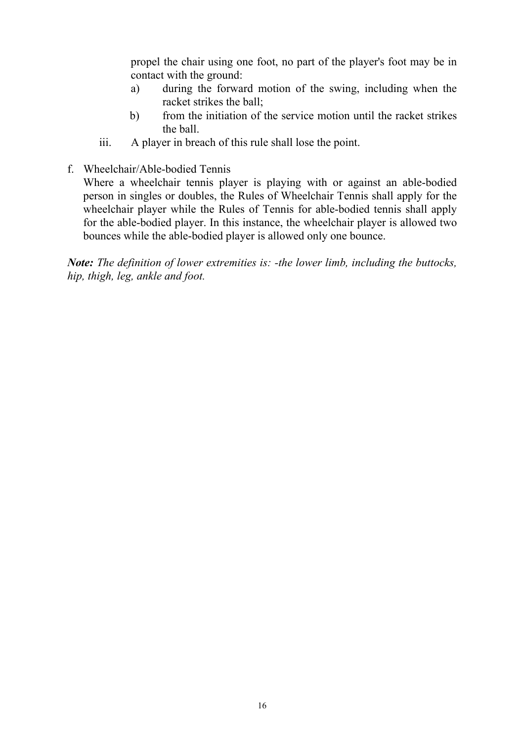propel the chair using one foot, no part of the player's foot may be in contact with the ground:

   a) during the forward motion of the swing, including when the racket strikes the ball;
   b) from the initiation of the service motion until the racket strikes the ball.

iii. A player in breach of this rule shall lose the point.

f. Wheelchair/Able-bodied Tennis

Where a wheelchair tennis player is playing with or against an able-bodied person in singles or doubles, the Rules of Wheelchair Tennis shall apply for the wheelchair player while the Rules of Tennis for able-bodied tennis shall apply for the able-bodied player. In this instance, the wheelchair player is allowed two bounces while the able-bodied player is allowed only one bounce.

***Note:*** *The definition of lower extremities is: -the lower limb, including the buttocks, hip, thigh, leg, ankle and foot.*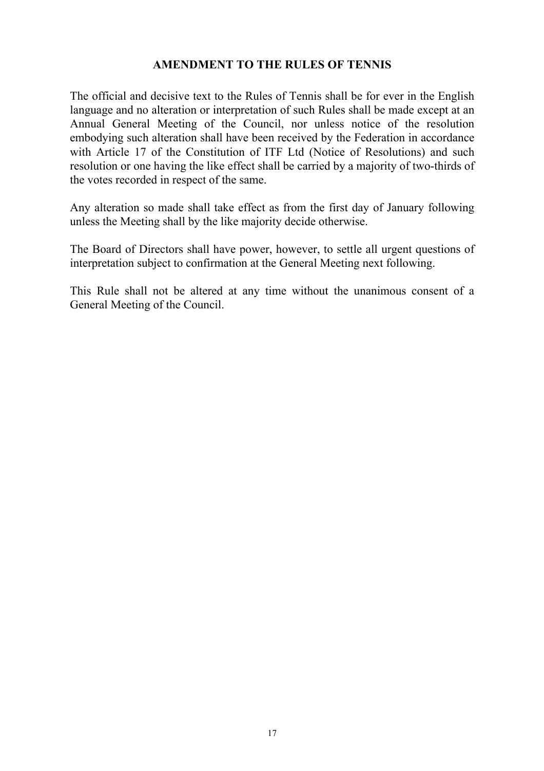## AMENDMENT TO THE RULES OF TENNIS

The official and decisive text to the Rules of Tennis shall be for ever in the English language and no alteration or interpretation of such Rules shall be made except at an Annual General Meeting of the Council, nor unless notice of the resolution embodying such alteration shall have been received by the Federation in accordance with Article 17 of the Constitution of ITF Ltd (Notice of Resolutions) and such resolution or one having the like effect shall be carried by a majority of two-thirds of the votes recorded in respect of the same.

Any alteration so made shall take effect as from the first day of January following unless the Meeting shall by the like majority decide otherwise.

The Board of Directors shall have power, however, to settle all urgent questions of interpretation subject to confirmation at the General Meeting next following.

This Rule shall not be altered at any time without the unanimous consent of a General Meeting of the Council.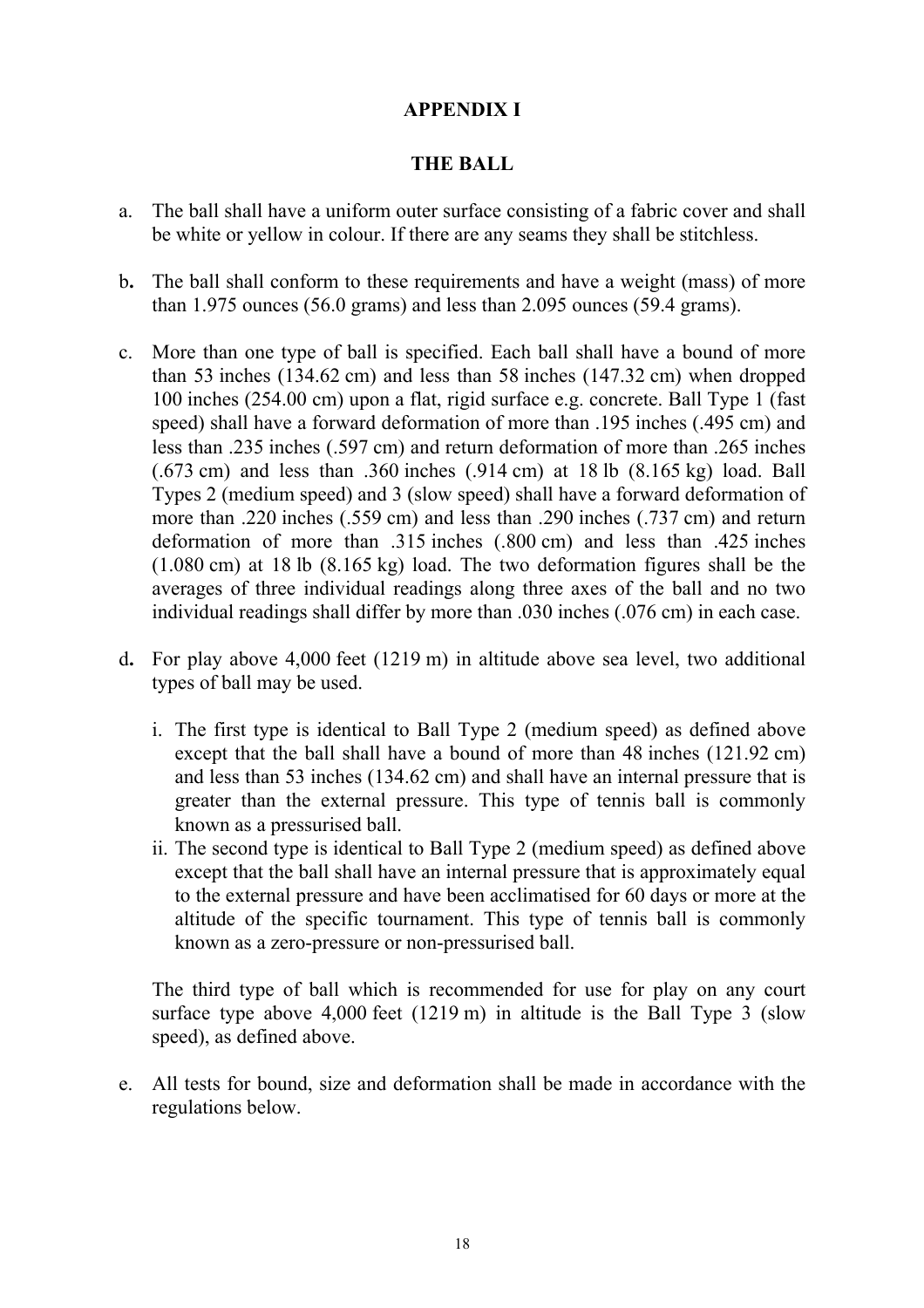# APPENDIX I

## THE BALL

a. The ball shall have a uniform outer surface consisting of a fabric cover and shall be white or yellow in colour. If there are any seams they shall be stitchless.

b. The ball shall conform to these requirements and have a weight (mass) of more than 1.975 ounces (56.0 grams) and less than 2.095 ounces (59.4 grams).

c. More than one type of ball is specified. Each ball shall have a bound of more than 53 inches (134.62 cm) and less than 58 inches (147.32 cm) when dropped 100 inches (254.00 cm) upon a flat, rigid surface e.g. concrete. Ball Type 1 (fast speed) shall have a forward deformation of more than .195 inches (.495 cm) and less than .235 inches (.597 cm) and return deformation of more than .265 inches (.673 cm) and less than .360 inches (.914 cm) at 18 lb (8.165 kg) load. Ball Types 2 (medium speed) and 3 (slow speed) shall have a forward deformation of more than .220 inches (.559 cm) and less than .290 inches (.737 cm) and return deformation of more than .315 inches (.800 cm) and less than .425 inches (1.080 cm) at 18 lb (8.165 kg) load. The two deformation figures shall be the averages of three individual readings along three axes of the ball and no two individual readings shall differ by more than .030 inches (.076 cm) in each case.

d. For play above 4,000 feet (1219 m) in altitude above sea level, two additional types of ball may be used.

   i. The first type is identical to Ball Type 2 (medium speed) as defined above except that the ball shall have a bound of more than 48 inches (121.92 cm) and less than 53 inches (134.62 cm) and shall have an internal pressure that is greater than the external pressure. This type of tennis ball is commonly known as a pressurised ball.
   
   ii. The second type is identical to Ball Type 2 (medium speed) as defined above except that the ball shall have an internal pressure that is approximately equal to the external pressure and have been acclimatised for 60 days or more at the altitude of the specific tournament. This type of tennis ball is commonly known as a zero-pressure or non-pressurised ball.

   The third type of ball which is recommended for use for play on any court surface type above 4,000 feet (1219 m) in altitude is the Ball Type 3 (slow speed), as defined above.

e. All tests for bound, size and deformation shall be made in accordance with the regulations below.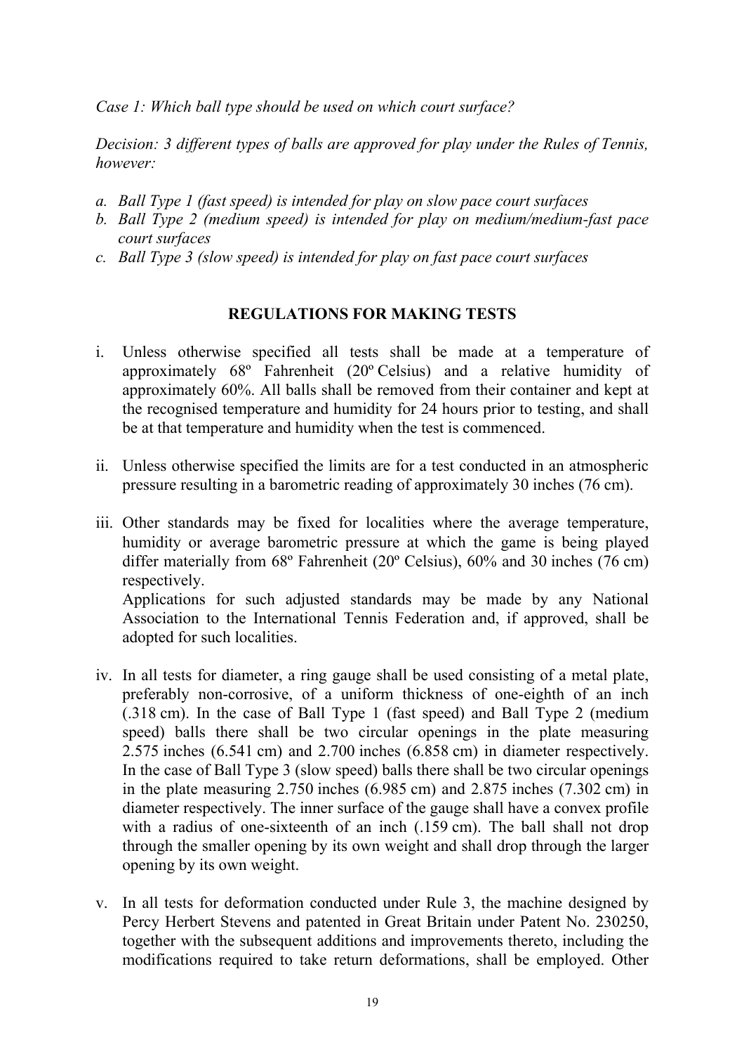*Case 1: Which ball type should be used on which court surface?*

*Decision: 3 different types of balls are approved for play under the Rules of Tennis, however:*

*a. Ball Type 1 (fast speed) is intended for play on slow pace court surfaces*
*b. Ball Type 2 (medium speed) is intended for play on medium/medium-fast pace court surfaces*
*c. Ball Type 3 (slow speed) is intended for play on fast pace court surfaces*

## REGULATIONS FOR MAKING TESTS

i. Unless otherwise specified all tests shall be made at a temperature of approximately 68º Fahrenheit (20º Celsius) and a relative humidity of approximately 60%. All balls shall be removed from their container and kept at the recognised temperature and humidity for 24 hours prior to testing, and shall be at that temperature and humidity when the test is commenced.

ii. Unless otherwise specified the limits are for a test conducted in an atmospheric pressure resulting in a barometric reading of approximately 30 inches (76 cm).

iii. Other standards may be fixed for localities where the average temperature, humidity or average barometric pressure at which the game is being played differ materially from 68º Fahrenheit (20º Celsius), 60% and 30 inches (76 cm) respectively.
Applications for such adjusted standards may be made by any National Association to the International Tennis Federation and, if approved, shall be adopted for such localities.

iv. In all tests for diameter, a ring gauge shall be used consisting of a metal plate, preferably non-corrosive, of a uniform thickness of one-eighth of an inch (.318 cm). In the case of Ball Type 1 (fast speed) and Ball Type 2 (medium speed) balls there shall be two circular openings in the plate measuring 2.575 inches (6.541 cm) and 2.700 inches (6.858 cm) in diameter respectively. In the case of Ball Type 3 (slow speed) balls there shall be two circular openings in the plate measuring 2.750 inches (6.985 cm) and 2.875 inches (7.302 cm) in diameter respectively. The inner surface of the gauge shall have a convex profile with a radius of one-sixteenth of an inch (.159 cm). The ball shall not drop through the smaller opening by its own weight and shall drop through the larger opening by its own weight.

v. In all tests for deformation conducted under Rule 3, the machine designed by Percy Herbert Stevens and patented in Great Britain under Patent No. 230250, together with the subsequent additions and improvements thereto, including the modifications required to take return deformations, shall be employed. Other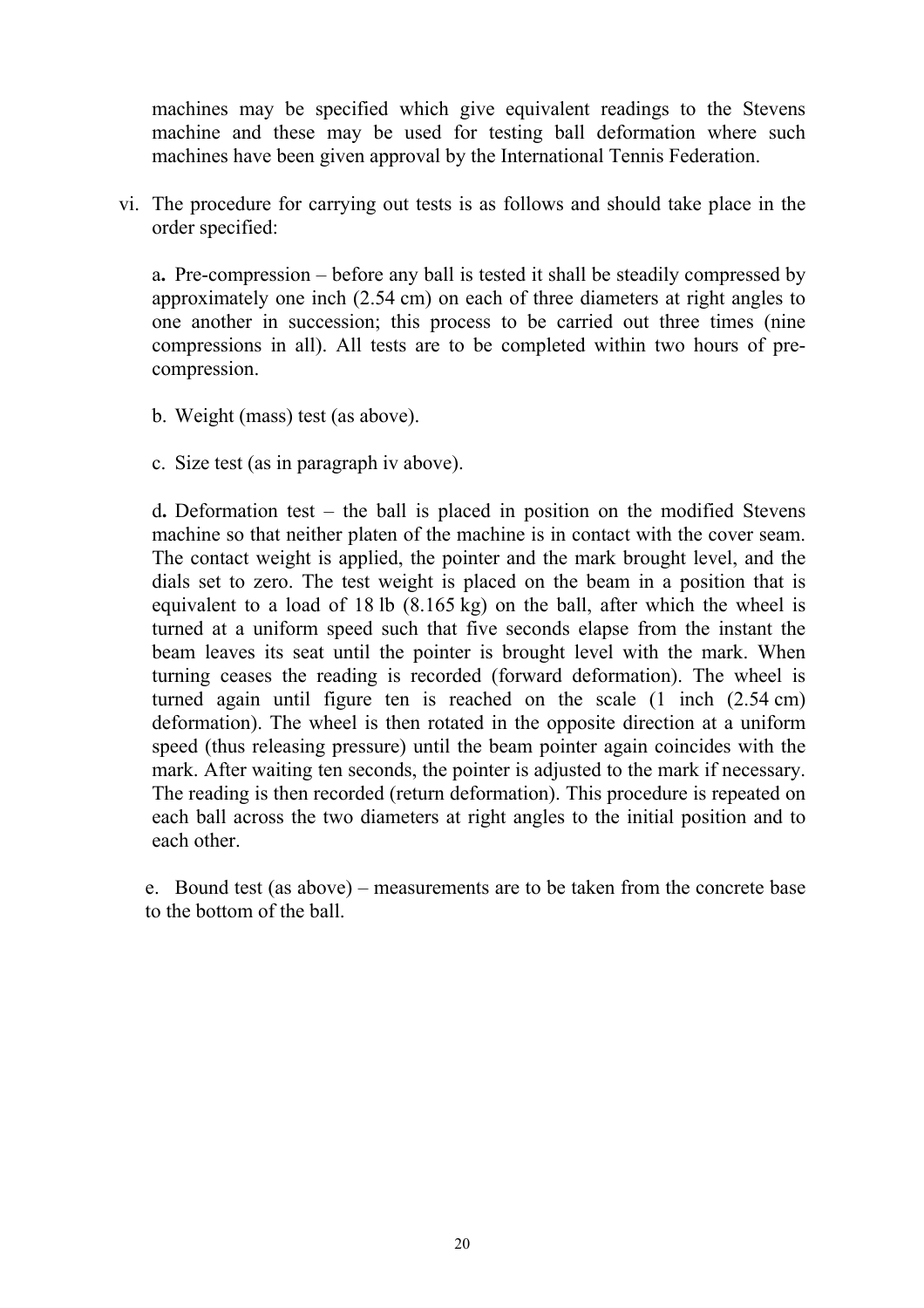machines may be specified which give equivalent readings to the Stevens machine and these may be used for testing ball deformation where such machines have been given approval by the International Tennis Federation.

vi. The procedure for carrying out tests is as follows and should take place in the order specified:

**a.** Pre-compression – before any ball is tested it shall be steadily compressed by approximately one inch (2.54 cm) on each of three diameters at right angles to one another in succession; this process to be carried out three times (nine compressions in all). All tests are to be completed within two hours of pre-compression.

b. Weight (mass) test (as above).

c. Size test (as in paragraph iv above).

**d.** Deformation test – the ball is placed in position on the modified Stevens machine so that neither platen of the machine is in contact with the cover seam. The contact weight is applied, the pointer and the mark brought level, and the dials set to zero. The test weight is placed on the beam in a position that is equivalent to a load of 18 lb (8.165 kg) on the ball, after which the wheel is turned at a uniform speed such that five seconds elapse from the instant the beam leaves its seat until the pointer is brought level with the mark. When turning ceases the reading is recorded (forward deformation). The wheel is turned again until figure ten is reached on the scale (1 inch (2.54 cm) deformation). The wheel is then rotated in the opposite direction at a uniform speed (thus releasing pressure) until the beam pointer again coincides with the mark. After waiting ten seconds, the pointer is adjusted to the mark if necessary. The reading is then recorded (return deformation). This procedure is repeated on each ball across the two diameters at right angles to the initial position and to each other.

e. Bound test (as above) – measurements are to be taken from the concrete base to the bottom of the ball.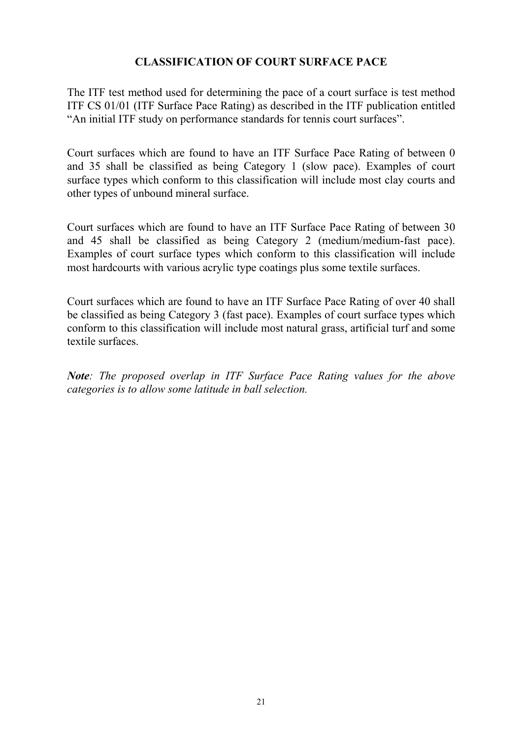## CLASSIFICATION OF COURT SURFACE PACE

The ITF test method used for determining the pace of a court surface is test method ITF CS 01/01 (ITF Surface Pace Rating) as described in the ITF publication entitled "An initial ITF study on performance standards for tennis court surfaces".

Court surfaces which are found to have an ITF Surface Pace Rating of between 0 and 35 shall be classified as being Category 1 (slow pace). Examples of court surface types which conform to this classification will include most clay courts and other types of unbound mineral surface.

Court surfaces which are found to have an ITF Surface Pace Rating of between 30 and 45 shall be classified as being Category 2 (medium/medium-fast pace). Examples of court surface types which conform to this classification will include most hardcourts with various acrylic type coatings plus some textile surfaces.

Court surfaces which are found to have an ITF Surface Pace Rating of over 40 shall be classified as being Category 3 (fast pace). Examples of court surface types which conform to this classification will include most natural grass, artificial turf and some textile surfaces.

***Note****: The proposed overlap in ITF Surface Pace Rating values for the above categories is to allow some latitude in ball selection.*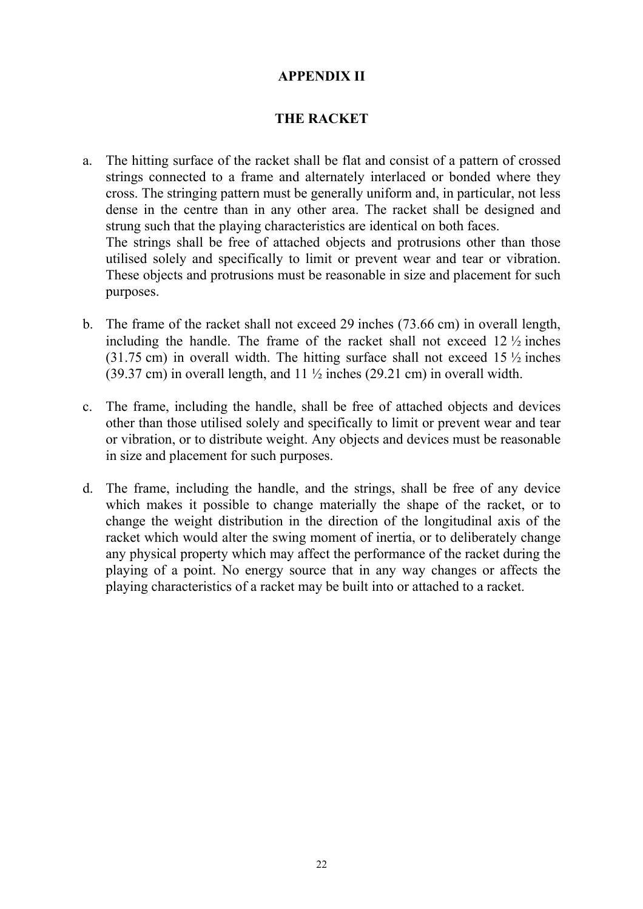## APPENDIX II

## THE RACKET

a. The hitting surface of the racket shall be flat and consist of a pattern of crossed strings connected to a frame and alternately interlaced or bonded where they cross. The stringing pattern must be generally uniform and, in particular, not less dense in the centre than in any other area. The racket shall be designed and strung such that the playing characteristics are identical on both faces.
   The strings shall be free of attached objects and protrusions other than those utilised solely and specifically to limit or prevent wear and tear or vibration. These objects and protrusions must be reasonable in size and placement for such purposes.

b. The frame of the racket shall not exceed 29 inches (73.66 cm) in overall length, including the handle. The frame of the racket shall not exceed 12 ½ inches (31.75 cm) in overall width. The hitting surface shall not exceed 15 ½ inches (39.37 cm) in overall length, and 11 ½ inches (29.21 cm) in overall width.

c. The frame, including the handle, shall be free of attached objects and devices other than those utilised solely and specifically to limit or prevent wear and tear or vibration, or to distribute weight. Any objects and devices must be reasonable in size and placement for such purposes.

d. The frame, including the handle, and the strings, shall be free of any device which makes it possible to change materially the shape of the racket, or to change the weight distribution in the direction of the longitudinal axis of the racket which would alter the swing moment of inertia, or to deliberately change any physical property which may affect the performance of the racket during the playing of a point. No energy source that in any way changes or affects the playing characteristics of a racket may be built into or attached to a racket.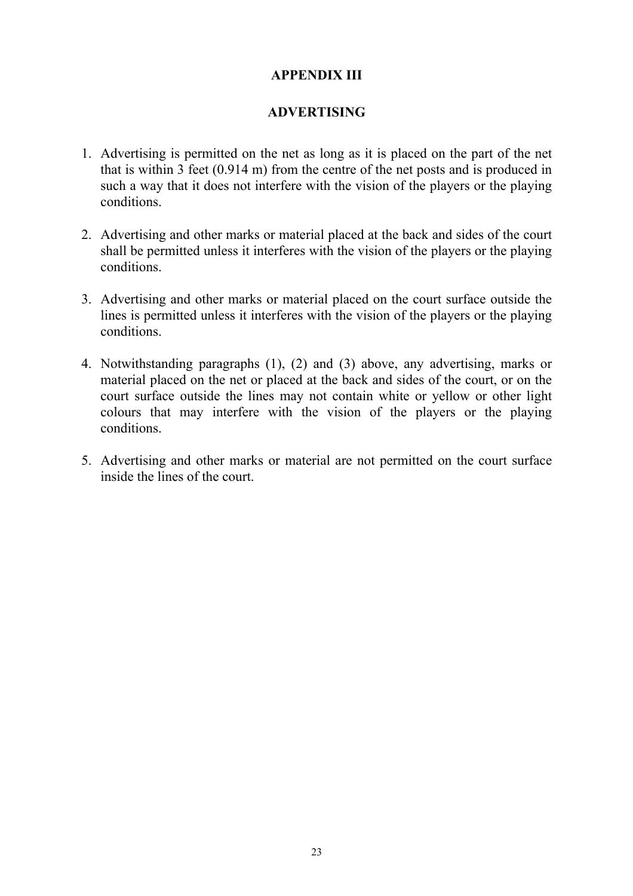# APPENDIX III

## ADVERTISING

1. Advertising is permitted on the net as long as it is placed on the part of the net that is within 3 feet (0.914 m) from the centre of the net posts and is produced in such a way that it does not interfere with the vision of the players or the playing conditions.

2. Advertising and other marks or material placed at the back and sides of the court shall be permitted unless it interferes with the vision of the players or the playing conditions.

3. Advertising and other marks or material placed on the court surface outside the lines is permitted unless it interferes with the vision of the players or the playing conditions.

4. Notwithstanding paragraphs (1), (2) and (3) above, any advertising, marks or material placed on the net or placed at the back and sides of the court, or on the court surface outside the lines may not contain white or yellow or other light colours that may interfere with the vision of the players or the playing conditions.

5. Advertising and other marks or material are not permitted on the court surface inside the lines of the court.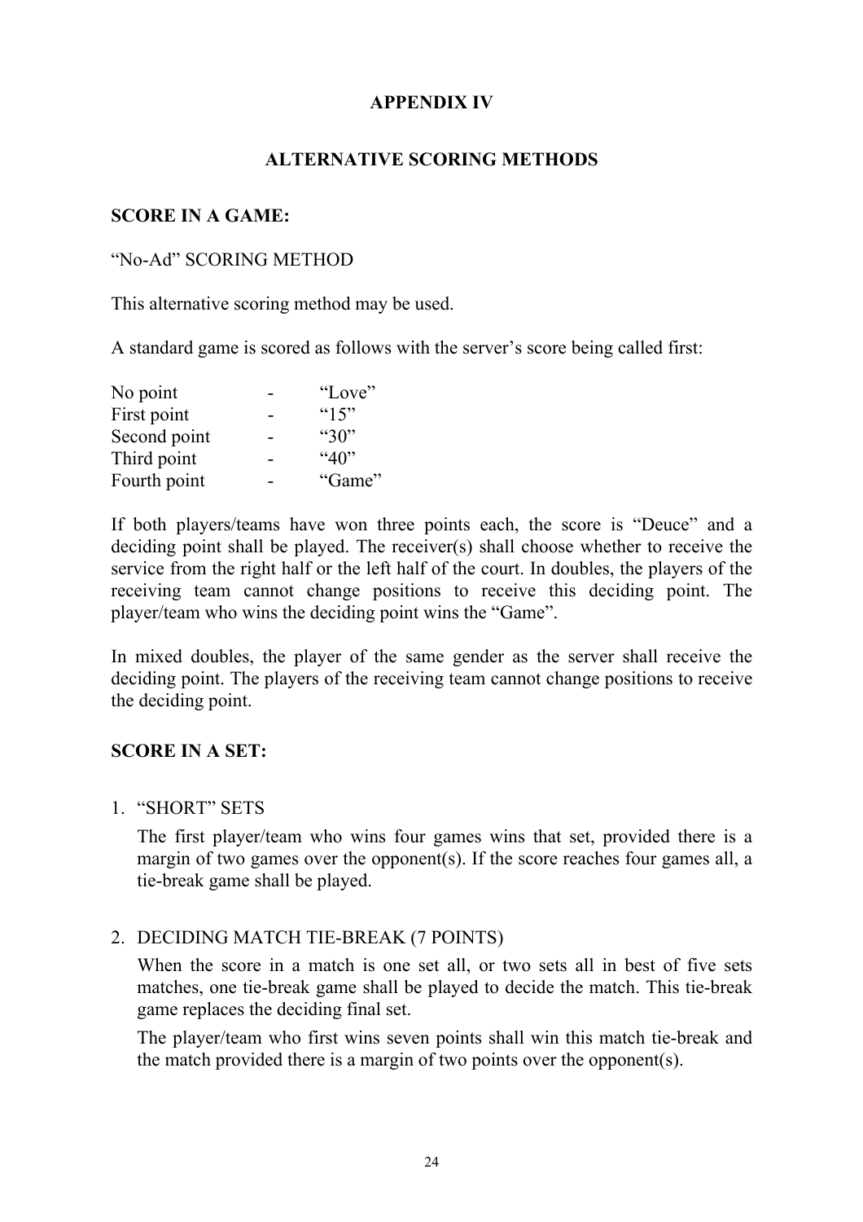# APPENDIX IV

## ALTERNATIVE SCORING METHODS

### SCORE IN A GAME:

"No-Ad" SCORING METHOD

This alternative scoring method may be used.

A standard game is scored as follows with the server's score being called first:

| | | |
|---|---|---|
| No point | - | "Love" |
| First point | - | "15" |
| Second point | - | "30" |
| Third point | - | "40" |
| Fourth point | - | "Game" |

If both players/teams have won three points each, the score is "Deuce" and a deciding point shall be played. The receiver(s) shall choose whether to receive the service from the right half or the left half of the court. In doubles, the players of the receiving team cannot change positions to receive this deciding point. The player/team who wins the deciding point wins the "Game".

In mixed doubles, the player of the same gender as the server shall receive the deciding point. The players of the receiving team cannot change positions to receive the deciding point.

### SCORE IN A SET:

1. "SHORT" SETS

   The first player/team who wins four games wins that set, provided there is a margin of two games over the opponent(s). If the score reaches four games all, a tie-break game shall be played.

2. DECIDING MATCH TIE-BREAK (7 POINTS)

   When the score in a match is one set all, or two sets all in best of five sets matches, one tie-break game shall be played to decide the match. This tie-break game replaces the deciding final set.

   The player/team who first wins seven points shall win this match tie-break and the match provided there is a margin of two points over the opponent(s).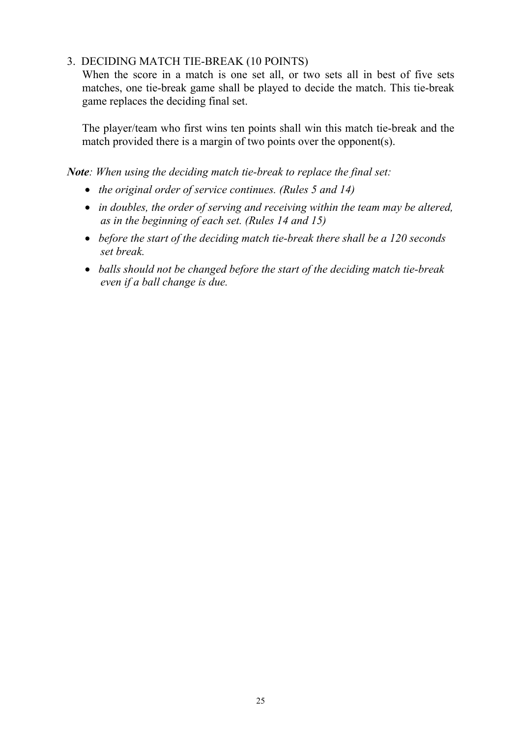### 3. DECIDING MATCH TIE-BREAK (10 POINTS)

When the score in a match is one set all, or two sets all in best of five sets matches, one tie-break game shall be played to decide the match. This tie-break game replaces the deciding final set.

The player/team who first wins ten points shall win this match tie-break and the match provided there is a margin of two points over the opponent(s).

***Note**: When using the deciding match tie-break to replace the final set:*

- *the original order of service continues. (Rules 5 and 14)*
- *in doubles, the order of serving and receiving within the team may be altered, as in the beginning of each set. (Rules 14 and 15)*
- *before the start of the deciding match tie-break there shall be a 120 seconds set break.*
- *balls should not be changed before the start of the deciding match tie-break even if a ball change is due.*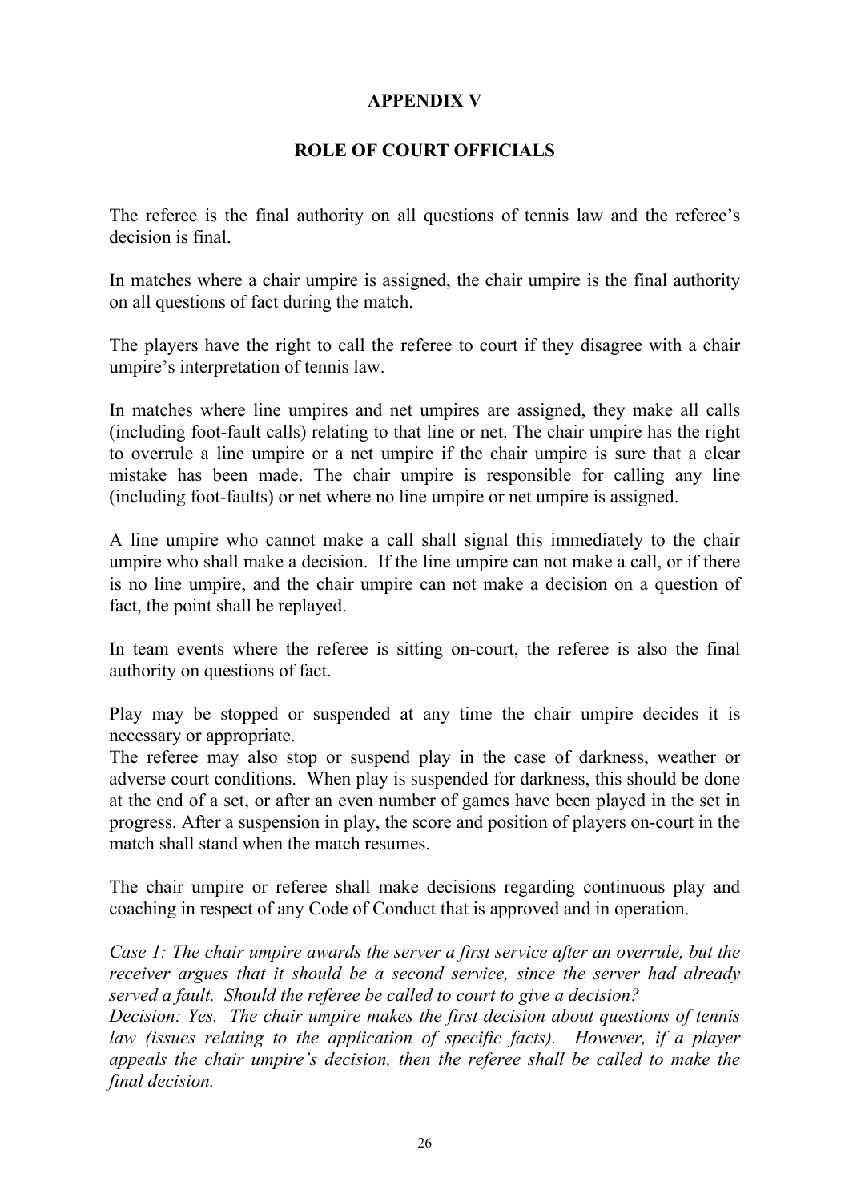## APPENDIX V

## ROLE OF COURT OFFICIALS

The referee is the final authority on all questions of tennis law and the referee's decision is final.

In matches where a chair umpire is assigned, the chair umpire is the final authority on all questions of fact during the match.

The players have the right to call the referee to court if they disagree with a chair umpire's interpretation of tennis law.

In matches where line umpires and net umpires are assigned, they make all calls (including foot-fault calls) relating to that line or net. The chair umpire has the right to overrule a line umpire or a net umpire if the chair umpire is sure that a clear mistake has been made. The chair umpire is responsible for calling any line (including foot-faults) or net where no line umpire or net umpire is assigned.

A line umpire who cannot make a call shall signal this immediately to the chair umpire who shall make a decision. If the line umpire can not make a call, or if there is no line umpire, and the chair umpire can not make a decision on a question of fact, the point shall be replayed.

In team events where the referee is sitting on-court, the referee is also the final authority on questions of fact.

Play may be stopped or suspended at any time the chair umpire decides it is necessary or appropriate.
The referee may also stop or suspend play in the case of darkness, weather or adverse court conditions. When play is suspended for darkness, this should be done at the end of a set, or after an even number of games have been played in the set in progress. After a suspension in play, the score and position of players on-court in the match shall stand when the match resumes.

The chair umpire or referee shall make decisions regarding continuous play and coaching in respect of any Code of Conduct that is approved and in operation.

*Case 1: The chair umpire awards the server a first service after an overrule, but the receiver argues that it should be a second service, since the server had already served a fault. Should the referee be called to court to give a decision?*
*Decision: Yes. The chair umpire makes the first decision about questions of tennis law (issues relating to the application of specific facts). However, if a player appeals the chair umpire's decision, then the referee shall be called to make the final decision.*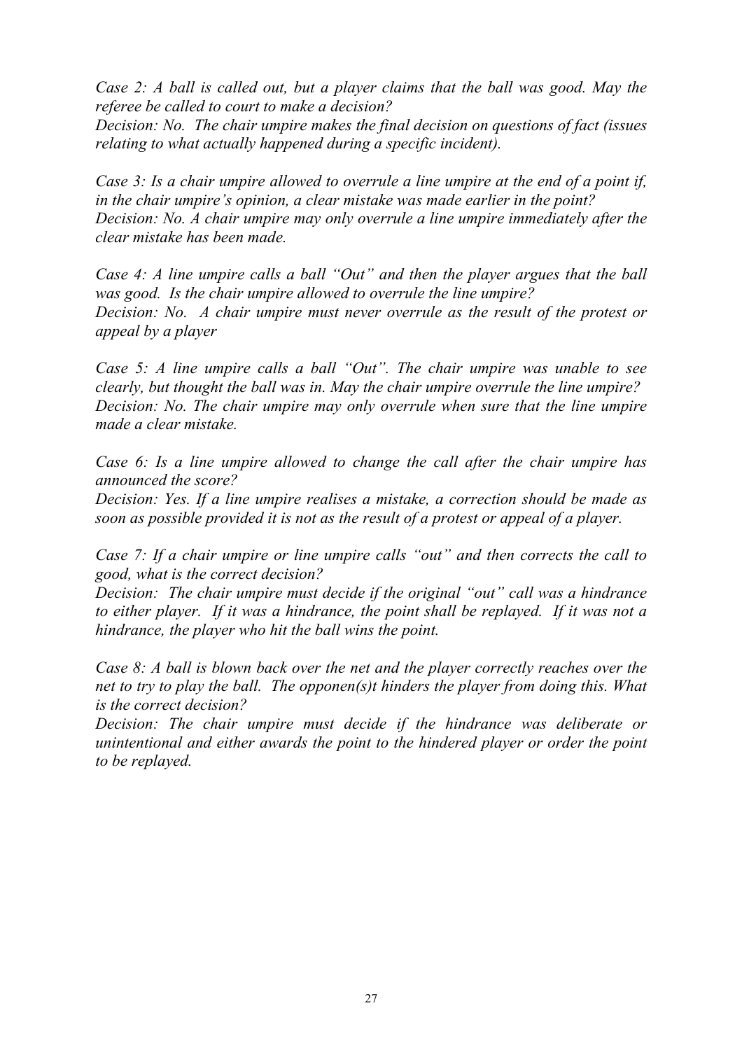*Case 2: A ball is called out, but a player claims that the ball was good. May the referee be called to court to make a decision?*
*Decision: No. The chair umpire makes the final decision on questions of fact (issues relating to what actually happened during a specific incident).*

*Case 3: Is a chair umpire allowed to overrule a line umpire at the end of a point if, in the chair umpire's opinion, a clear mistake was made earlier in the point?*
*Decision: No. A chair umpire may only overrule a line umpire immediately after the clear mistake has been made.*

*Case 4: A line umpire calls a ball "Out" and then the player argues that the ball was good. Is the chair umpire allowed to overrule the line umpire?*
*Decision: No. A chair umpire must never overrule as the result of the protest or appeal by a player*

*Case 5: A line umpire calls a ball "Out". The chair umpire was unable to see clearly, but thought the ball was in. May the chair umpire overrule the line umpire?*
*Decision: No. The chair umpire may only overrule when sure that the line umpire made a clear mistake.*

*Case 6: Is a line umpire allowed to change the call after the chair umpire has announced the score?*
*Decision: Yes. If a line umpire realises a mistake, a correction should be made as soon as possible provided it is not as the result of a protest or appeal of a player.*

*Case 7: If a chair umpire or line umpire calls "out" and then corrects the call to good, what is the correct decision?*
*Decision: The chair umpire must decide if the original "out" call was a hindrance to either player. If it was a hindrance, the point shall be replayed. If it was not a hindrance, the player who hit the ball wins the point.*

*Case 8: A ball is blown back over the net and the player correctly reaches over the net to try to play the ball. The opponen(s)t hinders the player from doing this. What is the correct decision?*
*Decision: The chair umpire must decide if the hindrance was deliberate or unintentional and either awards the point to the hindered player or order the point to be replayed.*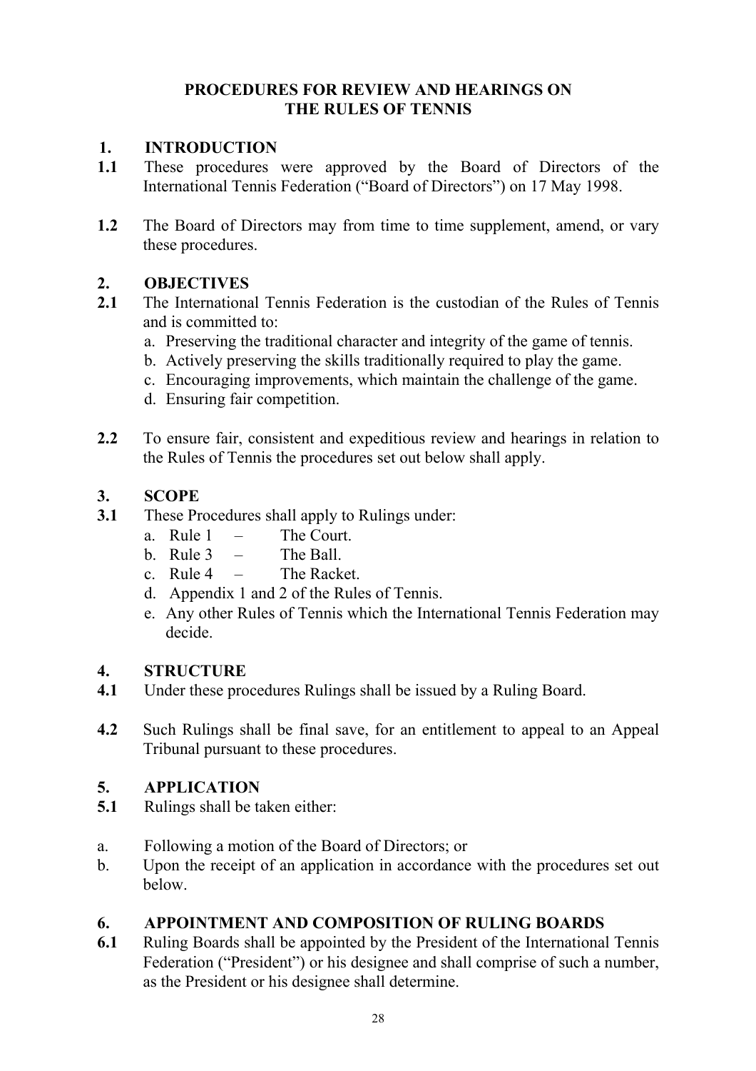# PROCEDURES FOR REVIEW AND HEARINGS ON THE RULES OF TENNIS

## 1. INTRODUCTION

**1.1** These procedures were approved by the Board of Directors of the International Tennis Federation ("Board of Directors") on 17 May 1998.

**1.2** The Board of Directors may from time to time supplement, amend, or vary these procedures.

## 2. OBJECTIVES

**2.1** The International Tennis Federation is the custodian of the Rules of Tennis and is committed to:

a. Preserving the traditional character and integrity of the game of tennis.
b. Actively preserving the skills traditionally required to play the game.
c. Encouraging improvements, which maintain the challenge of the game.
d. Ensuring fair competition.

**2.2** To ensure fair, consistent and expeditious review and hearings in relation to the Rules of Tennis the procedures set out below shall apply.

## 3. SCOPE

**3.1** These Procedures shall apply to Rulings under:

a. Rule 1 – The Court.
b. Rule 3 – The Ball.
c. Rule 4 – The Racket.
d. Appendix 1 and 2 of the Rules of Tennis.
e. Any other Rules of Tennis which the International Tennis Federation may decide.

## 4. STRUCTURE

**4.1** Under these procedures Rulings shall be issued by a Ruling Board.

**4.2** Such Rulings shall be final save, for an entitlement to appeal to an Appeal Tribunal pursuant to these procedures.

## 5. APPLICATION

**5.1** Rulings shall be taken either:

a. Following a motion of the Board of Directors; or
b. Upon the receipt of an application in accordance with the procedures set out below.

## 6. APPOINTMENT AND COMPOSITION OF RULING BOARDS

**6.1** Ruling Boards shall be appointed by the President of the International Tennis Federation ("President") or his designee and shall comprise of such a number, as the President or his designee shall determine.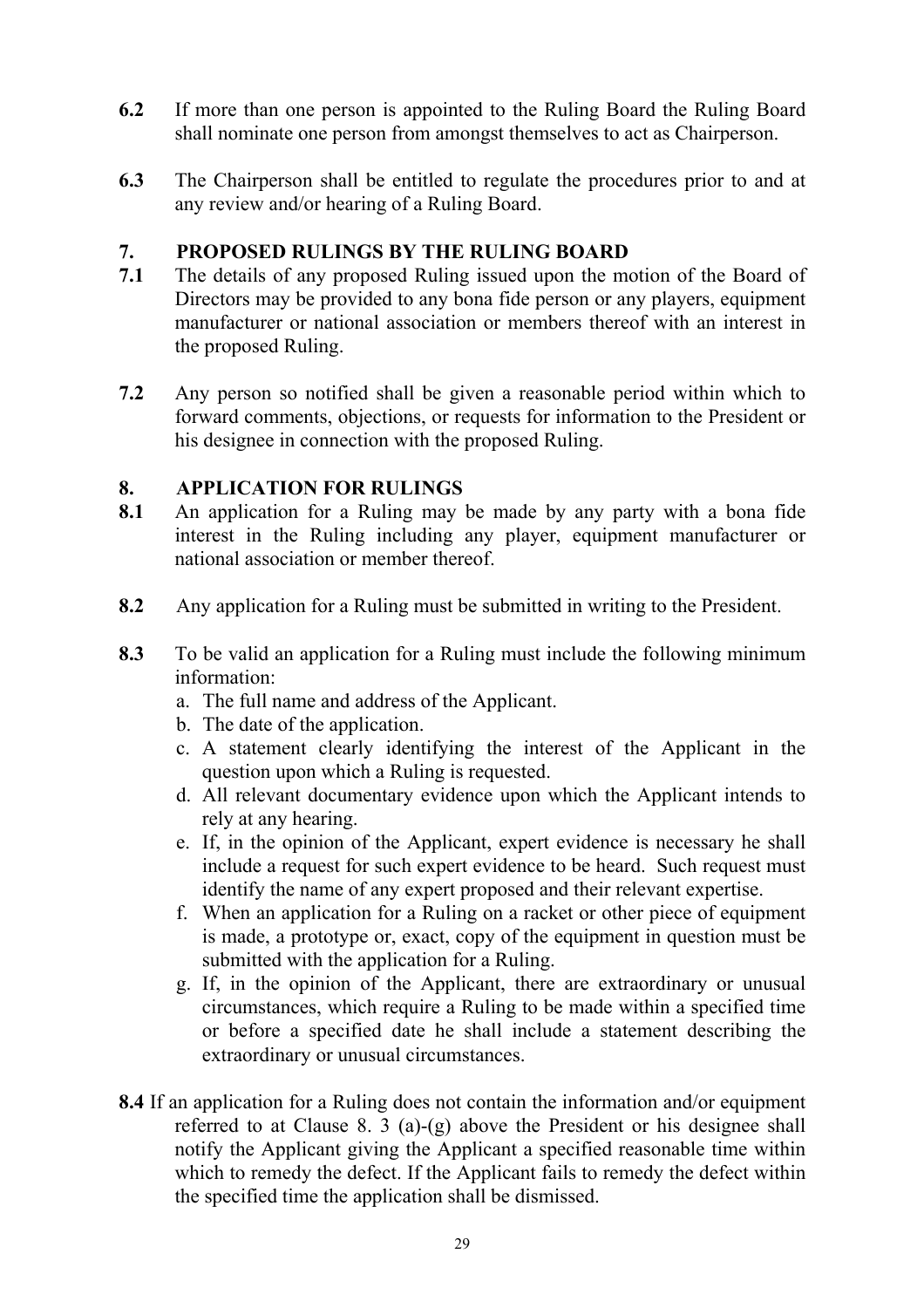**6.2** If more than one person is appointed to the Ruling Board the Ruling Board shall nominate one person from amongst themselves to act as Chairperson.

**6.3** The Chairperson shall be entitled to regulate the procedures prior to and at any review and/or hearing of a Ruling Board.

## 7. PROPOSED RULINGS BY THE RULING BOARD

**7.1** The details of any proposed Ruling issued upon the motion of the Board of Directors may be provided to any bona fide person or any players, equipment manufacturer or national association or members thereof with an interest in the proposed Ruling.

**7.2** Any person so notified shall be given a reasonable period within which to forward comments, objections, or requests for information to the President or his designee in connection with the proposed Ruling.

## 8. APPLICATION FOR RULINGS

**8.1** An application for a Ruling may be made by any party with a bona fide interest in the Ruling including any player, equipment manufacturer or national association or member thereof.

**8.2** Any application for a Ruling must be submitted in writing to the President.

**8.3** To be valid an application for a Ruling must include the following minimum information:

a. The full name and address of the Applicant.
b. The date of the application.
c. A statement clearly identifying the interest of the Applicant in the question upon which a Ruling is requested.
d. All relevant documentary evidence upon which the Applicant intends to rely at any hearing.
e. If, in the opinion of the Applicant, expert evidence is necessary he shall include a request for such expert evidence to be heard. Such request must identify the name of any expert proposed and their relevant expertise.
f. When an application for a Ruling on a racket or other piece of equipment is made, a prototype or, exact, copy of the equipment in question must be submitted with the application for a Ruling.
g. If, in the opinion of the Applicant, there are extraordinary or unusual circumstances, which require a Ruling to be made within a specified time or before a specified date he shall include a statement describing the extraordinary or unusual circumstances.

**8.4** If an application for a Ruling does not contain the information and/or equipment referred to at Clause 8. 3 (a)-(g) above the President or his designee shall notify the Applicant giving the Applicant a specified reasonable time within which to remedy the defect. If the Applicant fails to remedy the defect within the specified time the application shall be dismissed.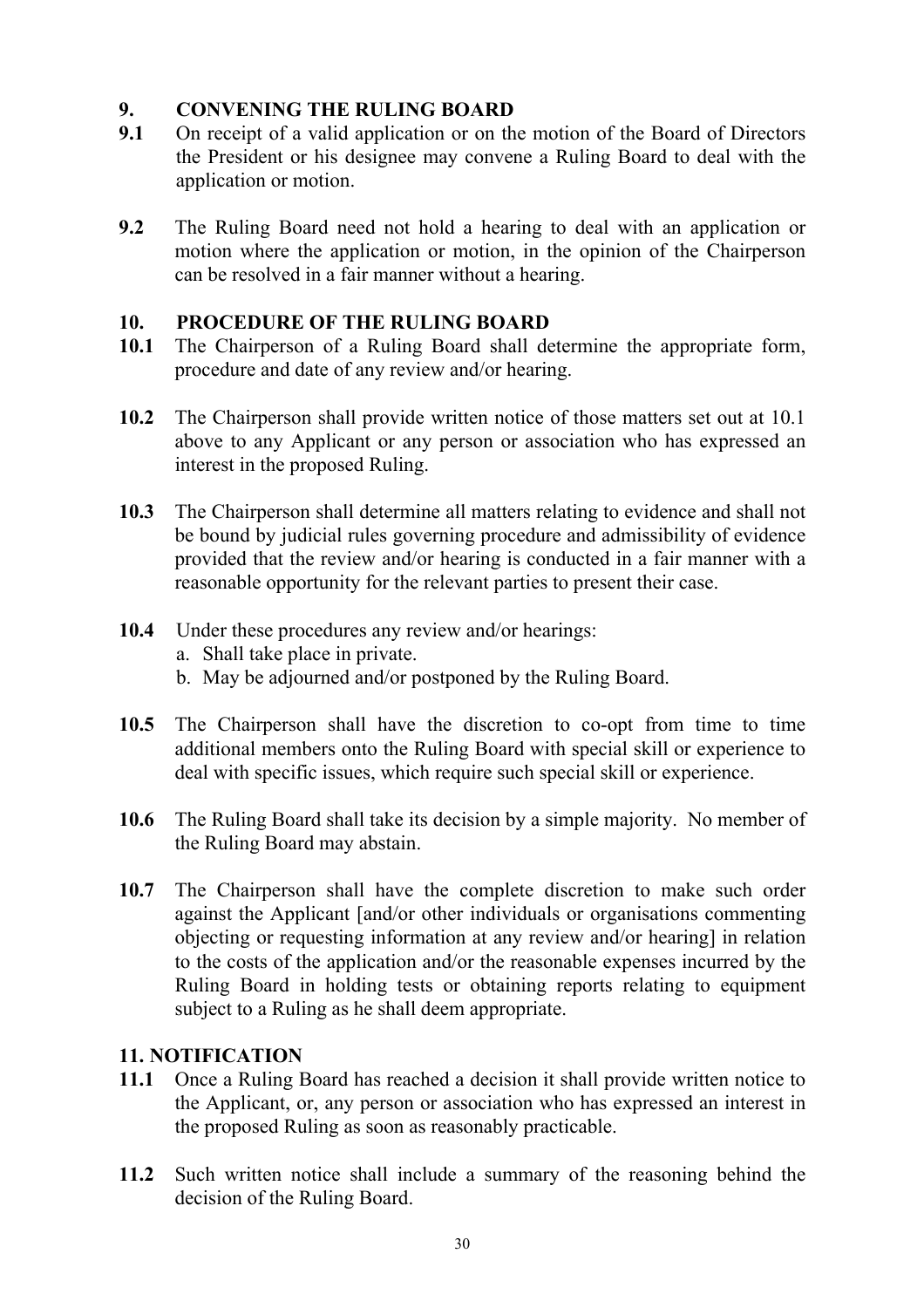## 9. CONVENING THE RULING BOARD

**9.1** On receipt of a valid application or on the motion of the Board of Directors the President or his designee may convene a Ruling Board to deal with the application or motion.

**9.2** The Ruling Board need not hold a hearing to deal with an application or motion where the application or motion, in the opinion of the Chairperson can be resolved in a fair manner without a hearing.

## 10. PROCEDURE OF THE RULING BOARD

**10.1** The Chairperson of a Ruling Board shall determine the appropriate form, procedure and date of any review and/or hearing.

**10.2** The Chairperson shall provide written notice of those matters set out at 10.1 above to any Applicant or any person or association who has expressed an interest in the proposed Ruling.

**10.3** The Chairperson shall determine all matters relating to evidence and shall not be bound by judicial rules governing procedure and admissibility of evidence provided that the review and/or hearing is conducted in a fair manner with a reasonable opportunity for the relevant parties to present their case.

**10.4** Under these procedures any review and/or hearings:

a. Shall take place in private.
b. May be adjourned and/or postponed by the Ruling Board.

**10.5** The Chairperson shall have the discretion to co-opt from time to time additional members onto the Ruling Board with special skill or experience to deal with specific issues, which require such special skill or experience.

**10.6** The Ruling Board shall take its decision by a simple majority. No member of the Ruling Board may abstain.

**10.7** The Chairperson shall have the complete discretion to make such order against the Applicant [and/or other individuals or organisations commenting objecting or requesting information at any review and/or hearing] in relation to the costs of the application and/or the reasonable expenses incurred by the Ruling Board in holding tests or obtaining reports relating to equipment subject to a Ruling as he shall deem appropriate.

## 11. NOTIFICATION

**11.1** Once a Ruling Board has reached a decision it shall provide written notice to the Applicant, or, any person or association who has expressed an interest in the proposed Ruling as soon as reasonably practicable.

**11.2** Such written notice shall include a summary of the reasoning behind the decision of the Ruling Board.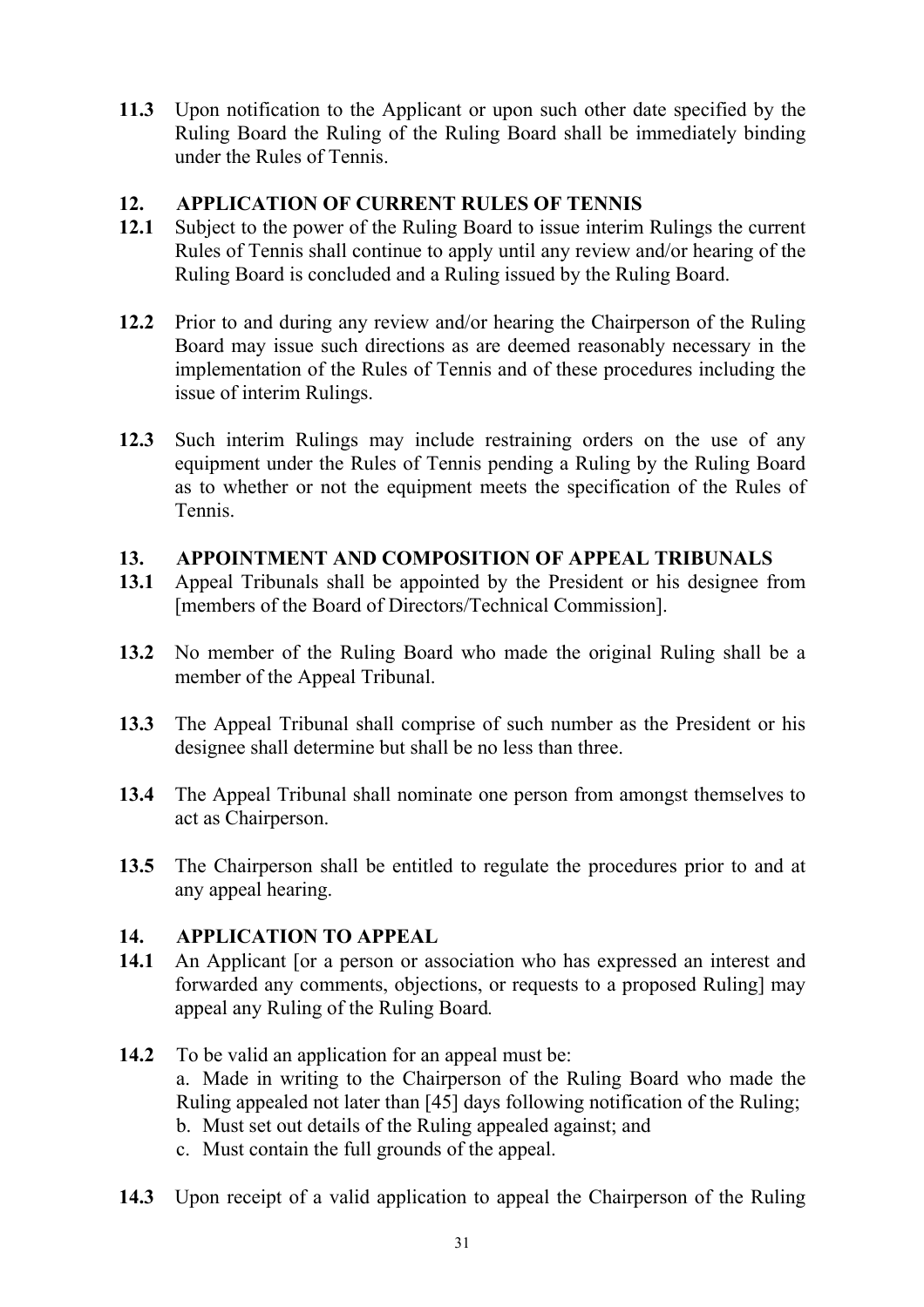**11.3** Upon notification to the Applicant or upon such other date specified by the Ruling Board the Ruling of the Ruling Board shall be immediately binding under the Rules of Tennis.

## 12. APPLICATION OF CURRENT RULES OF TENNIS

**12.1** Subject to the power of the Ruling Board to issue interim Rulings the current Rules of Tennis shall continue to apply until any review and/or hearing of the Ruling Board is concluded and a Ruling issued by the Ruling Board.

**12.2** Prior to and during any review and/or hearing the Chairperson of the Ruling Board may issue such directions as are deemed reasonably necessary in the implementation of the Rules of Tennis and of these procedures including the issue of interim Rulings.

**12.3** Such interim Rulings may include restraining orders on the use of any equipment under the Rules of Tennis pending a Ruling by the Ruling Board as to whether or not the equipment meets the specification of the Rules of Tennis.

## 13. APPOINTMENT AND COMPOSITION OF APPEAL TRIBUNALS

**13.1** Appeal Tribunals shall be appointed by the President or his designee from [members of the Board of Directors/Technical Commission].

**13.2** No member of the Ruling Board who made the original Ruling shall be a member of the Appeal Tribunal.

**13.3** The Appeal Tribunal shall comprise of such number as the President or his designee shall determine but shall be no less than three.

**13.4** The Appeal Tribunal shall nominate one person from amongst themselves to act as Chairperson.

**13.5** The Chairperson shall be entitled to regulate the procedures prior to and at any appeal hearing.

## 14. APPLICATION TO APPEAL

**14.1** An Applicant [or a person or association who has expressed an interest and forwarded any comments, objections, or requests to a proposed Ruling] may appeal any Ruling of the Ruling Board.

**14.2** To be valid an application for an appeal must be:

a. Made in writing to the Chairperson of the Ruling Board who made the Ruling appealed not later than [45] days following notification of the Ruling;
b. Must set out details of the Ruling appealed against; and
c. Must contain the full grounds of the appeal.

**14.3** Upon receipt of a valid application to appeal the Chairperson of the Ruling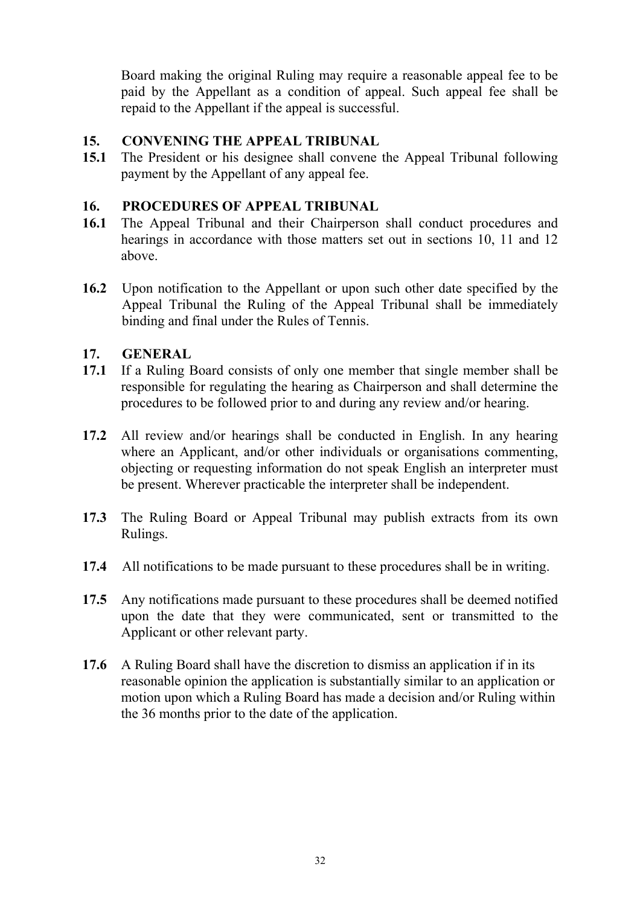Board making the original Ruling may require a reasonable appeal fee to be paid by the Appellant as a condition of appeal. Such appeal fee shall be repaid to the Appellant if the appeal is successful.

## 15. CONVENING THE APPEAL TRIBUNAL

**15.1** The President or his designee shall convene the Appeal Tribunal following payment by the Appellant of any appeal fee.

## 16. PROCEDURES OF APPEAL TRIBUNAL

**16.1** The Appeal Tribunal and their Chairperson shall conduct procedures and hearings in accordance with those matters set out in sections 10, 11 and 12 above.

**16.2** Upon notification to the Appellant or upon such other date specified by the Appeal Tribunal the Ruling of the Appeal Tribunal shall be immediately binding and final under the Rules of Tennis.

## 17. GENERAL

**17.1** If a Ruling Board consists of only one member that single member shall be responsible for regulating the hearing as Chairperson and shall determine the procedures to be followed prior to and during any review and/or hearing.

**17.2** All review and/or hearings shall be conducted in English. In any hearing where an Applicant, and/or other individuals or organisations commenting, objecting or requesting information do not speak English an interpreter must be present. Wherever practicable the interpreter shall be independent.

**17.3** The Ruling Board or Appeal Tribunal may publish extracts from its own Rulings.

**17.4** All notifications to be made pursuant to these procedures shall be in writing.

**17.5** Any notifications made pursuant to these procedures shall be deemed notified upon the date that they were communicated, sent or transmitted to the Applicant or other relevant party.

**17.6** A Ruling Board shall have the discretion to dismiss an application if in its reasonable opinion the application is substantially similar to an application or motion upon which a Ruling Board has made a decision and/or Ruling within the 36 months prior to the date of the application.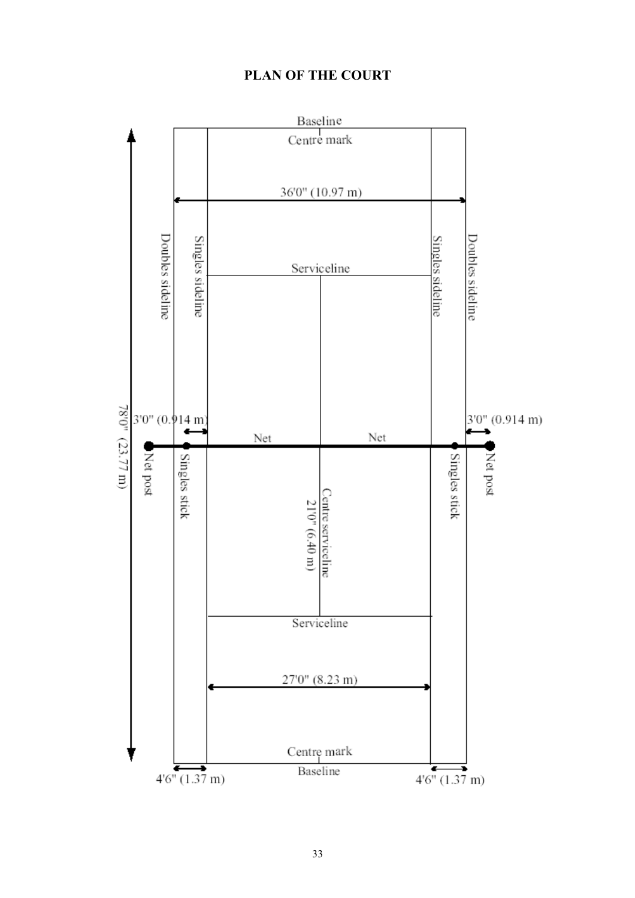**PLAN OF THE COURT**

Baseline

Centre mark

36'0" (10.97 m)

Doubles sideline

Singles sideline

Serviceline

Singles sideline

Doubles sideline

78'0" (23.77 m)

3'0" (0.914 m)

3'0" (0.914 m)

Net

Net

Net post

Singles stick

Singles stick

Net post

Centre serviceline

21'0" (6.40 m)

Serviceline

27'0" (8.23 m)

Centre mark

Baseline

4'6" (1.37 m)

4'6" (1.37 m)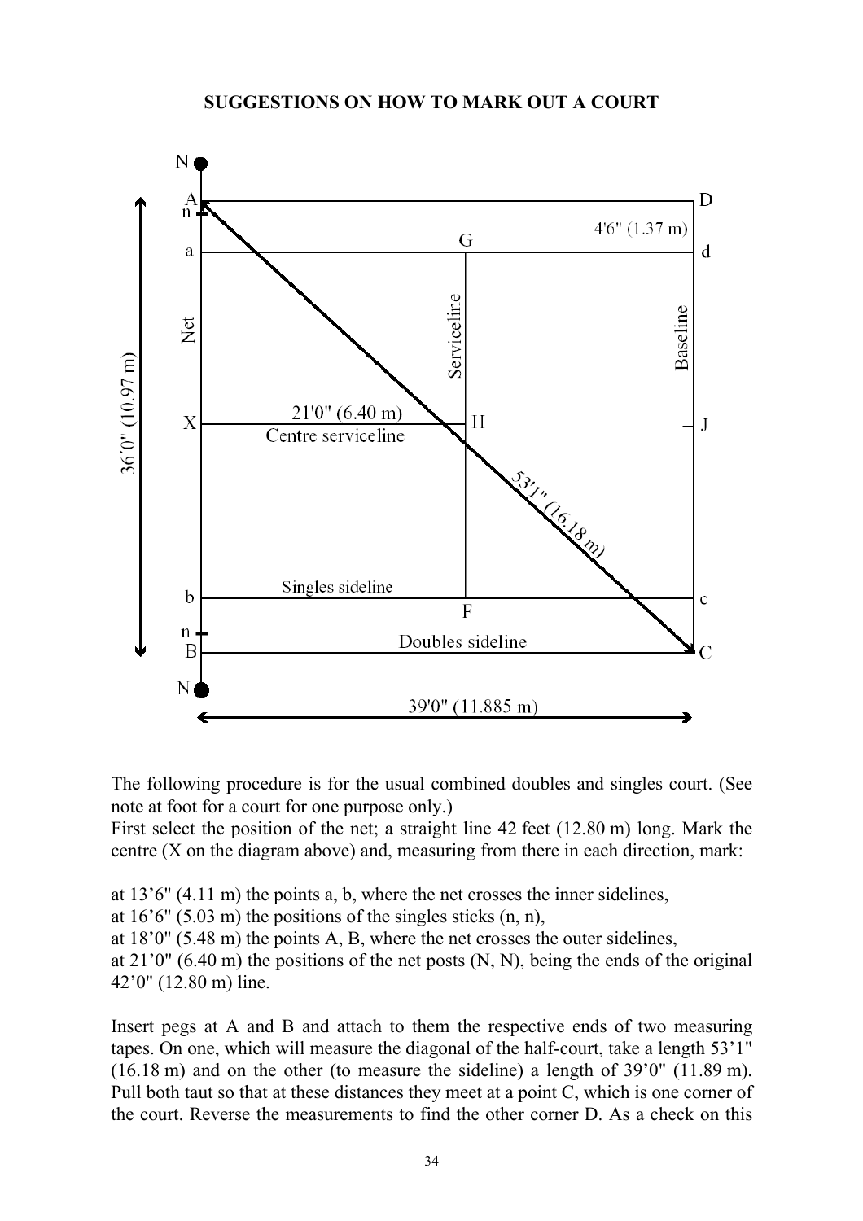**SUGGESTIONS ON HOW TO MARK OUT A COURT**

N
A
n
a
Net
X
b
n
B
N
G
Serviceline
H
F
D
4'6" (1.37 m)
d
Baseline
J
c
C
21'0" (6.40 m)
Centre serviceline
53'1" (16.18 m)
Singles sideline
Doubles sideline
36'0" (10.97 m)
39'0" (11.885 m)

The following procedure is for the usual combined doubles and singles court. (See note at foot for a court for one purpose only.)

First select the position of the net; a straight line 42 feet (12.80 m) long. Mark the centre (X on the diagram above) and, measuring from there in each direction, mark:

at 13’6" (4.11 m) the points a, b, where the net crosses the inner sidelines,
at 16’6" (5.03 m) the positions of the singles sticks (n, n),
at 18’0" (5.48 m) the points A, B, where the net crosses the outer sidelines,
at 21’0" (6.40 m) the positions of the net posts (N, N), being the ends of the original 42’0" (12.80 m) line.

Insert pegs at A and B and attach to them the respective ends of two measuring tapes. On one, which will measure the diagonal of the half-court, take a length 53’1" (16.18 m) and on the other (to measure the sideline) a length of 39’0" (11.89 m). Pull both taut so that at these distances they meet at a point C, which is one corner of the court. Reverse the measurements to find the other corner D. As a check on this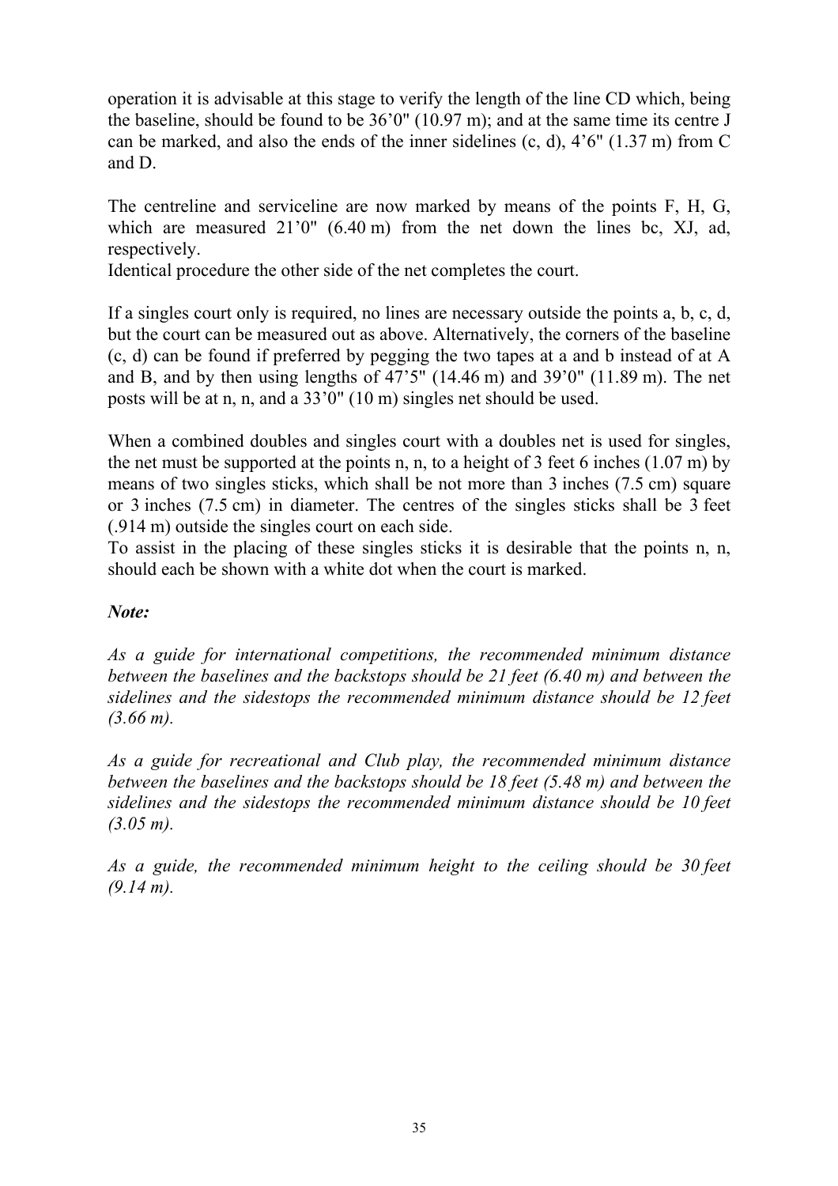operation it is advisable at this stage to verify the length of the line CD which, being the baseline, should be found to be 36’0" (10.97 m); and at the same time its centre J can be marked, and also the ends of the inner sidelines (c, d), 4’6" (1.37 m) from C and D.

The centreline and serviceline are now marked by means of the points F, H, G, which are measured 21’0" (6.40 m) from the net down the lines bc, XJ, ad, respectively.
Identical procedure the other side of the net completes the court.

If a singles court only is required, no lines are necessary outside the points a, b, c, d, but the court can be measured out as above. Alternatively, the corners of the baseline (c, d) can be found if preferred by pegging the two tapes at a and b instead of at A and B, and by then using lengths of 47’5" (14.46 m) and 39’0" (11.89 m). The net posts will be at n, n, and a 33’0" (10 m) singles net should be used.

When a combined doubles and singles court with a doubles net is used for singles, the net must be supported at the points n, n, to a height of 3 feet 6 inches (1.07 m) by means of two singles sticks, which shall be not more than 3 inches (7.5 cm) square or 3 inches (7.5 cm) in diameter. The centres of the singles sticks shall be 3 feet (.914 m) outside the singles court on each side.
To assist in the placing of these singles sticks it is desirable that the points n, n, should each be shown with a white dot when the court is marked.

***Note:***

*As a guide for international competitions, the recommended minimum distance between the baselines and the backstops should be 21 feet (6.40 m) and between the sidelines and the sidestops the recommended minimum distance should be 12 feet (3.66 m).*

*As a guide for recreational and Club play, the recommended minimum distance between the baselines and the backstops should be 18 feet (5.48 m) and between the sidelines and the sidestops the recommended minimum distance should be 10 feet (3.05 m).*

*As a guide, the recommended minimum height to the ceiling should be 30 feet (9.14 m).*